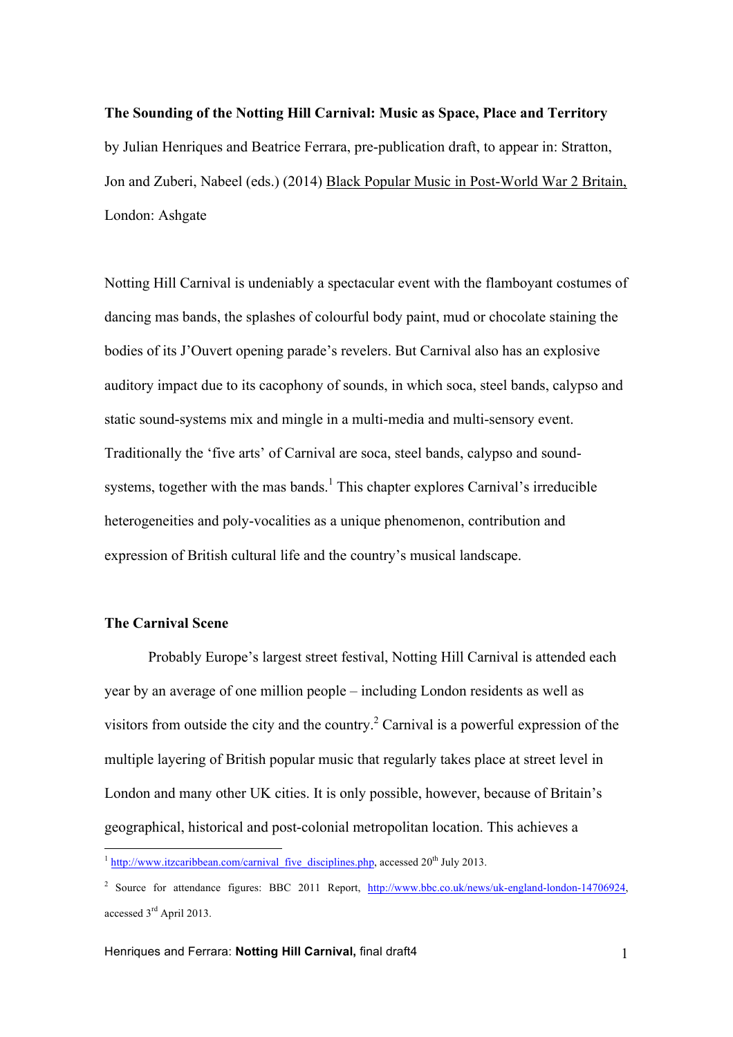**The Sounding of the Notting Hill Carnival: Music as Space, Place and Territory**

by Julian Henriques and Beatrice Ferrara, pre-publication draft, to appear in: Stratton, Jon and Zuberi, Nabeel (eds.) (2014) Black Popular Music in Post-World War 2 Britain, London: Ashgate

Notting Hill Carnival is undeniably a spectacular event with the flamboyant costumes of dancing mas bands, the splashes of colourful body paint, mud or chocolate staining the bodies of its J'Ouvert opening parade's revelers. But Carnival also has an explosive auditory impact due to its cacophony of sounds, in which soca, steel bands, calypso and static sound-systems mix and mingle in a multi-media and multi-sensory event. Traditionally the 'five arts' of Carnival are soca, steel bands, calypso and sound-systems, together with the mas bands.[1] This chapter explores Carnival's irreducible heterogeneities and poly-vocalities as a unique phenomenon, contribution and expression of British cultural life and the country's musical landscape.

**The Carnival Scene**

Probably Europe's largest street festival, Notting Hill Carnival is attended each year by an average of one million people – including London residents as well as visitors from outside the city and the country.[2] Carnival is a powerful expression of the multiple layering of British popular music that regularly takes place at street level in London and many other UK cities. It is only possible, however, because of Britain's geographical, historical and post-colonial metropolitan location. This achieves a

[1] http://www.itzcaribbean.com/carnival_five_disciplines.php, accessed 20th July 2013.

[2] Source for attendance figures: BBC 2011 Report, http://www.bbc.co.uk/news/uk-england-london-14706924, accessed 3rd April 2013.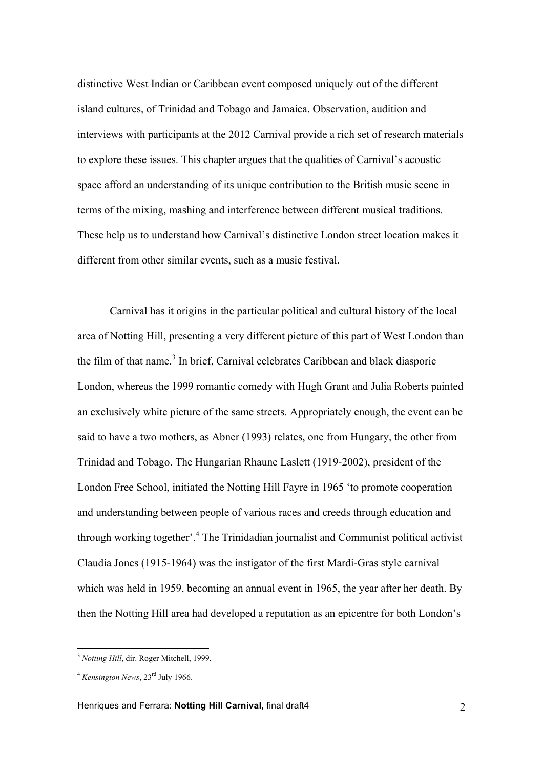distinctive West Indian or Caribbean event composed uniquely out of the different island cultures, of Trinidad and Tobago and Jamaica. Observation, audition and interviews with participants at the 2012 Carnival provide a rich set of research materials to explore these issues. This chapter argues that the qualities of Carnival's acoustic space afford an understanding of its unique contribution to the British music scene in terms of the mixing, mashing and interference between different musical traditions. These help us to understand how Carnival's distinctive London street location makes it different from other similar events, such as a music festival.

Carnival has it origins in the particular political and cultural history of the local area of Notting Hill, presenting a very different picture of this part of West London than the film of that name.[3] In brief, Carnival celebrates Caribbean and black diasporic London, whereas the 1999 romantic comedy with Hugh Grant and Julia Roberts painted an exclusively white picture of the same streets. Appropriately enough, the event can be said to have a two mothers, as Abner (1993) relates, one from Hungary, the other from Trinidad and Tobago. The Hungarian Rhaune Laslett (1919-2002), president of the London Free School, initiated the Notting Hill Fayre in 1965 'to promote cooperation and understanding between people of various races and creeds through education and through working together'.[4] The Trinidadian journalist and Communist political activist Claudia Jones (1915-1964) was the instigator of the first Mardi-Gras style carnival which was held in 1959, becoming an annual event in 1965, the year after her death. By then the Notting Hill area had developed a reputation as an epicentre for both London's

---

[3] *Notting Hill*, dir. Roger Mitchell, 1999.

[4] *Kensington News*, 23rd July 1966.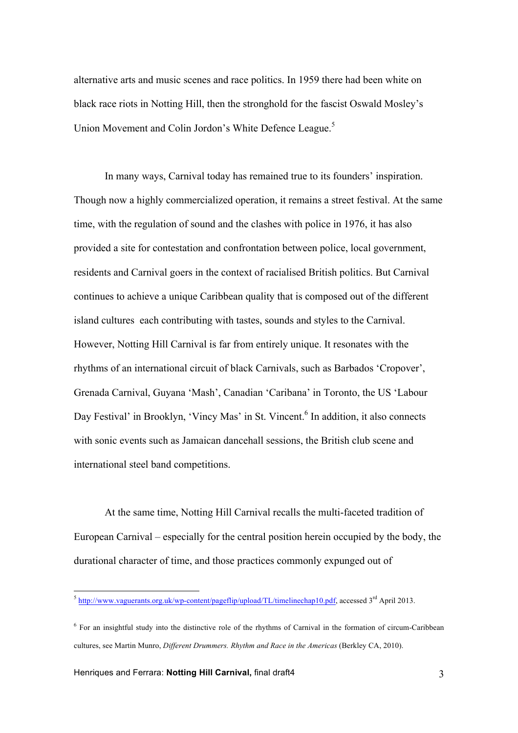alternative arts and music scenes and race politics. In 1959 there had been white on black race riots in Notting Hill, then the stronghold for the fascist Oswald Mosley's Union Movement and Colin Jordon's White Defence League.[5]

In many ways, Carnival today has remained true to its founders' inspiration. Though now a highly commercialized operation, it remains a street festival. At the same time, with the regulation of sound and the clashes with police in 1976, it has also provided a site for contestation and confrontation between police, local government, residents and Carnival goers in the context of racialised British politics. But Carnival continues to achieve a unique Caribbean quality that is composed out of the different island cultures each contributing with tastes, sounds and styles to the Carnival. However, Notting Hill Carnival is far from entirely unique. It resonates with the rhythms of an international circuit of black Carnivals, such as Barbados 'Cropover', Grenada Carnival, Guyana 'Mash', Canadian 'Caribana' in Toronto, the US 'Labour Day Festival' in Brooklyn, 'Vincy Mas' in St. Vincent.[6] In addition, it also connects with sonic events such as Jamaican dancehall sessions, the British club scene and international steel band competitions.

At the same time, Notting Hill Carnival recalls the multi-faceted tradition of European Carnival – especially for the central position herein occupied by the body, the durational character of time, and those practices commonly expunged out of

---

[5] http://www.vaguerants.org.uk/wp-content/pageflip/upload/TL/timelinechap10.pdf, accessed 3rd April 2013.

[6] For an insightful study into the distinctive role of the rhythms of Carnival in the formation of circum-Caribbean cultures, see Martin Munro, *Different Drummers. Rhythm and Race in the Americas* (Berkley CA, 2010).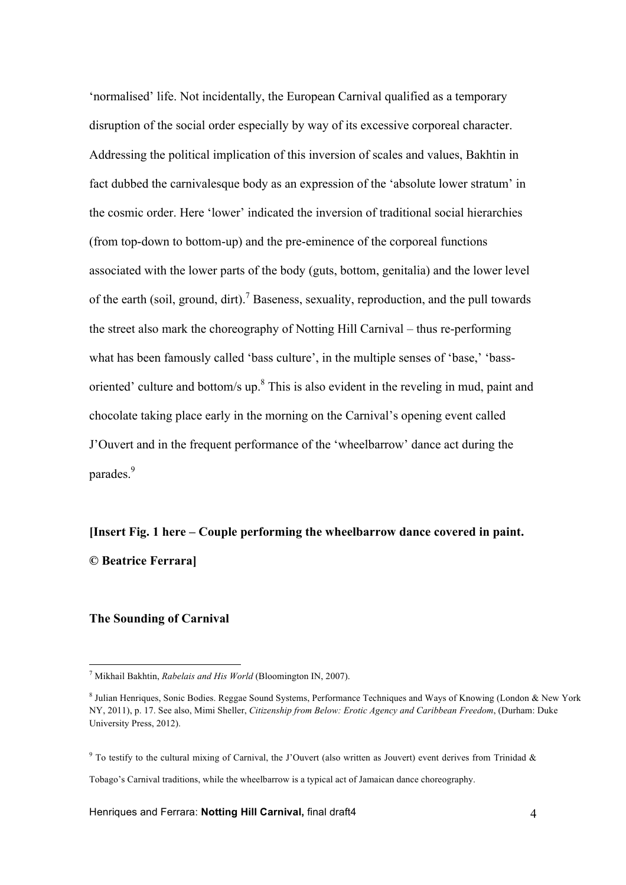'normalised' life. Not incidentally, the European Carnival qualified as a temporary disruption of the social order especially by way of its excessive corporeal character. Addressing the political implication of this inversion of scales and values, Bakhtin in fact dubbed the carnivalesque body as an expression of the 'absolute lower stratum' in the cosmic order. Here 'lower' indicated the inversion of traditional social hierarchies (from top-down to bottom-up) and the pre-eminence of the corporeal functions associated with the lower parts of the body (guts, bottom, genitalia) and the lower level of the earth (soil, ground, dirt).[7] Baseness, sexuality, reproduction, and the pull towards the street also mark the choreography of Notting Hill Carnival – thus re-performing what has been famously called 'bass culture', in the multiple senses of 'base,' 'bass-oriented' culture and bottom/s up.[8] This is also evident in the reveling in mud, paint and chocolate taking place early in the morning on the Carnival's opening event called J'Ouvert and in the frequent performance of the 'wheelbarrow' dance act during the parades.[9]

**[Insert Fig. 1 here – Couple performing the wheelbarrow dance covered in paint. © Beatrice Ferrara]**

**The Sounding of Carnival**

---

[7] Mikhail Bakhtin, *Rabelais and His World* (Bloomington IN, 2007).

[8] Julian Henriques, Sonic Bodies. Reggae Sound Systems, Performance Techniques and Ways of Knowing (London & New York NY, 2011), p. 17. See also, Mimi Sheller, *Citizenship from Below: Erotic Agency and Caribbean Freedom*, (Durham: Duke University Press, 2012).

[9] To testify to the cultural mixing of Carnival, the J'Ouvert (also written as Jouvert) event derives from Trinidad & Tobago's Carnival traditions, while the wheelbarrow is a typical act of Jamaican dance choreography.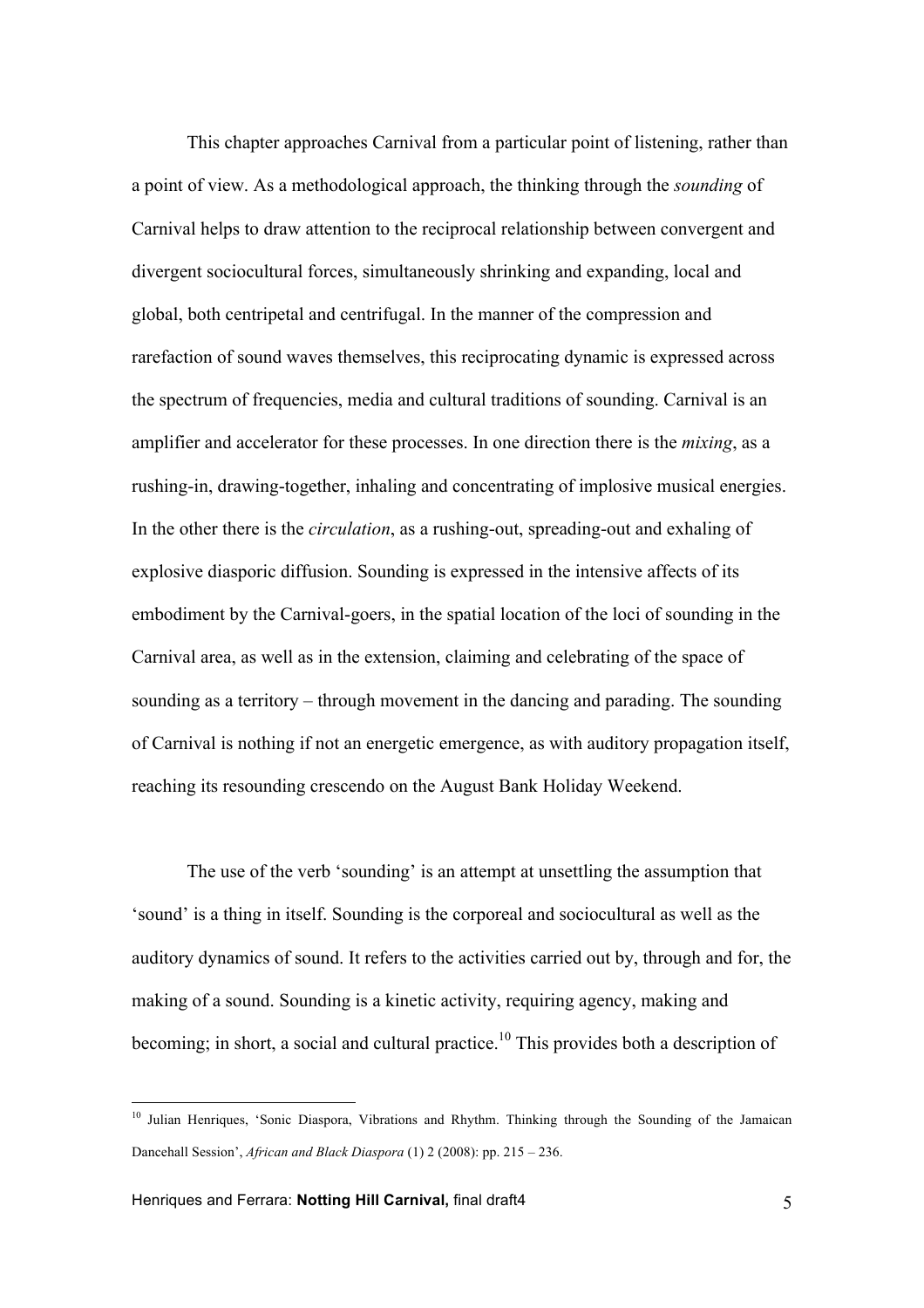This chapter approaches Carnival from a particular point of listening, rather than a point of view. As a methodological approach, the thinking through the *sounding* of Carnival helps to draw attention to the reciprocal relationship between convergent and divergent sociocultural forces, simultaneously shrinking and expanding, local and global, both centripetal and centrifugal. In the manner of the compression and rarefaction of sound waves themselves, this reciprocating dynamic is expressed across the spectrum of frequencies, media and cultural traditions of sounding. Carnival is an amplifier and accelerator for these processes. In one direction there is the *mixing*, as a rushing-in, drawing-together, inhaling and concentrating of implosive musical energies. In the other there is the *circulation*, as a rushing-out, spreading-out and exhaling of explosive diasporic diffusion. Sounding is expressed in the intensive affects of its embodiment by the Carnival-goers, in the spatial location of the loci of sounding in the Carnival area, as well as in the extension, claiming and celebrating of the space of sounding as a territory – through movement in the dancing and parading. The sounding of Carnival is nothing if not an energetic emergence, as with auditory propagation itself, reaching its resounding crescendo on the August Bank Holiday Weekend.

The use of the verb 'sounding' is an attempt at unsettling the assumption that 'sound' is a thing in itself. Sounding is the corporeal and sociocultural as well as the auditory dynamics of sound. It refers to the activities carried out by, through and for, the making of a sound. Sounding is a kinetic activity, requiring agency, making and becoming; in short, a social and cultural practice.[10] This provides both a description of

[10] Julian Henriques, 'Sonic Diaspora, Vibrations and Rhythm. Thinking through the Sounding of the Jamaican Dancehall Session', *African and Black Diaspora* (1) 2 (2008): pp. 215 – 236.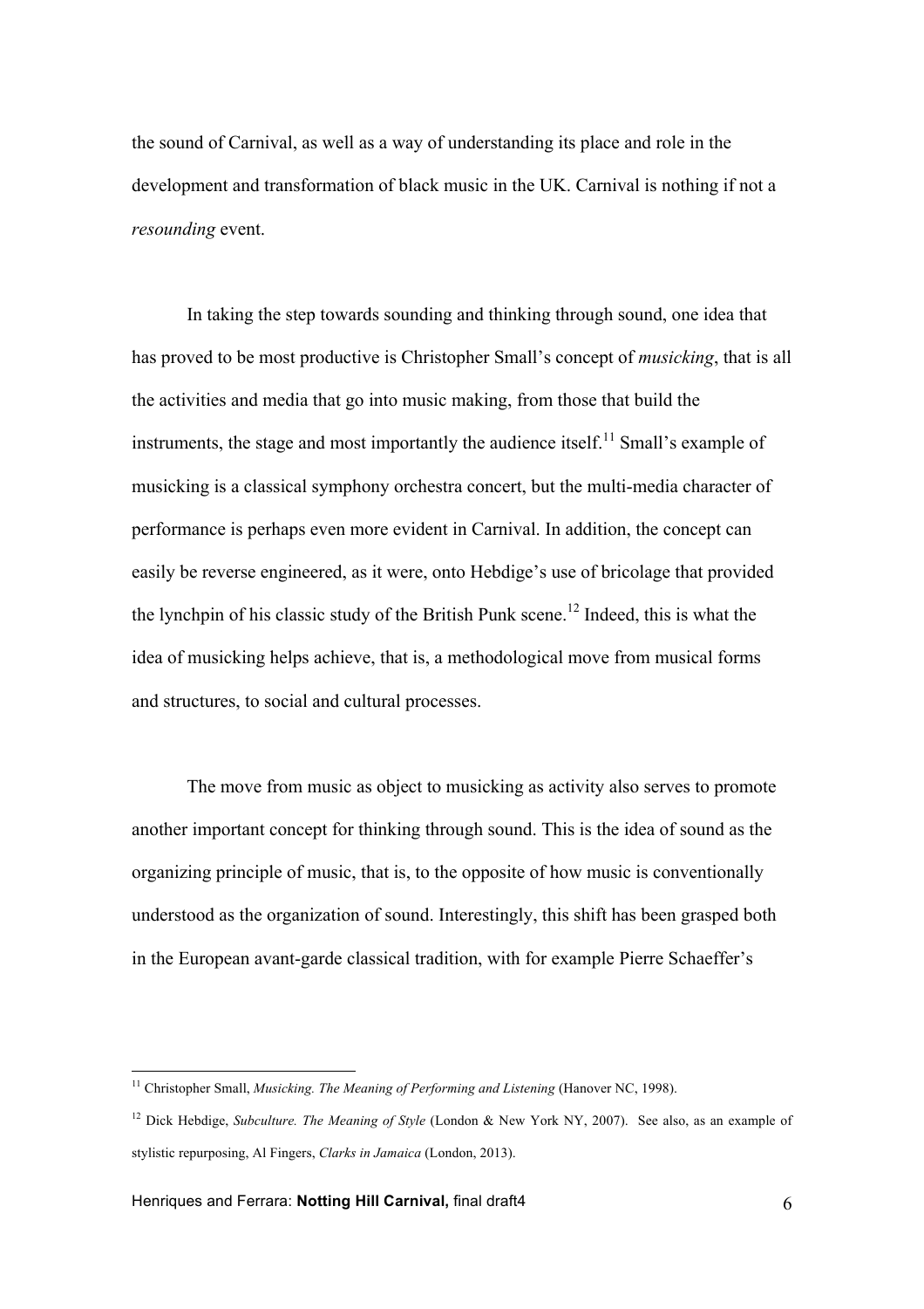the sound of Carnival, as well as a way of understanding its place and role in the development and transformation of black music in the UK. Carnival is nothing if not a *resounding* event.

In taking the step towards sounding and thinking through sound, one idea that has proved to be most productive is Christopher Small's concept of *musicking*, that is all the activities and media that go into music making, from those that build the instruments, the stage and most importantly the audience itself.[11] Small's example of musicking is a classical symphony orchestra concert, but the multi-media character of performance is perhaps even more evident in Carnival. In addition, the concept can easily be reverse engineered, as it were, onto Hebdige's use of bricolage that provided the lynchpin of his classic study of the British Punk scene.[12] Indeed, this is what the idea of musicking helps achieve, that is, a methodological move from musical forms and structures, to social and cultural processes.

The move from music as object to musicking as activity also serves to promote another important concept for thinking through sound. This is the idea of sound as the organizing principle of music, that is, to the opposite of how music is conventionally understood as the organization of sound. Interestingly, this shift has been grasped both in the European avant-garde classical tradition, with for example Pierre Schaeffer's

---

[11] Christopher Small, *Musicking. The Meaning of Performing and Listening* (Hanover NC, 1998).

[12] Dick Hebdige, *Subculture. The Meaning of Style* (London & New York NY, 2007). See also, as an example of stylistic repurposing, Al Fingers, *Clarks in Jamaica* (London, 2013).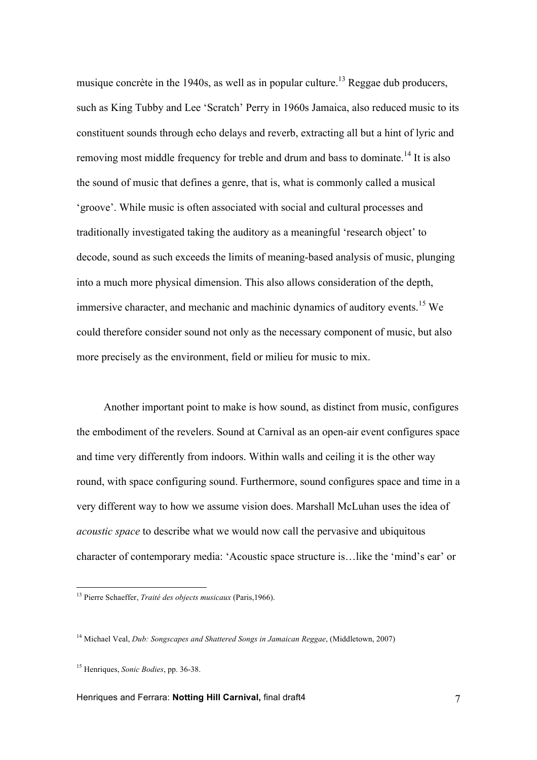musique concrète in the 1940s, as well as in popular culture.[13] Reggae dub producers, such as King Tubby and Lee 'Scratch' Perry in 1960s Jamaica, also reduced music to its constituent sounds through echo delays and reverb, extracting all but a hint of lyric and removing most middle frequency for treble and drum and bass to dominate.[14] It is also the sound of music that defines a genre, that is, what is commonly called a musical 'groove'. While music is often associated with social and cultural processes and traditionally investigated taking the auditory as a meaningful 'research object' to decode, sound as such exceeds the limits of meaning-based analysis of music, plunging into a much more physical dimension. This also allows consideration of the depth, immersive character, and mechanic and machinic dynamics of auditory events.[15] We could therefore consider sound not only as the necessary component of music, but also more precisely as the environment, field or milieu for music to mix.

Another important point to make is how sound, as distinct from music, configures the embodiment of the revelers. Sound at Carnival as an open-air event configures space and time very differently from indoors. Within walls and ceiling it is the other way round, with space configuring sound. Furthermore, sound configures space and time in a very different way to how we assume vision does. Marshall McLuhan uses the idea of *acoustic space* to describe what we would now call the pervasive and ubiquitous character of contemporary media: 'Acoustic space structure is…like the 'mind's ear' or

---

[13] Pierre Schaeffer, *Traité des objects musicaux* (Paris,1966).

[14] Michael Veal, *Dub: Songscapes and Shattered Songs in Jamaican Reggae*, (Middletown, 2007)

[15] Henriques, *Sonic Bodies*, pp. 36-38.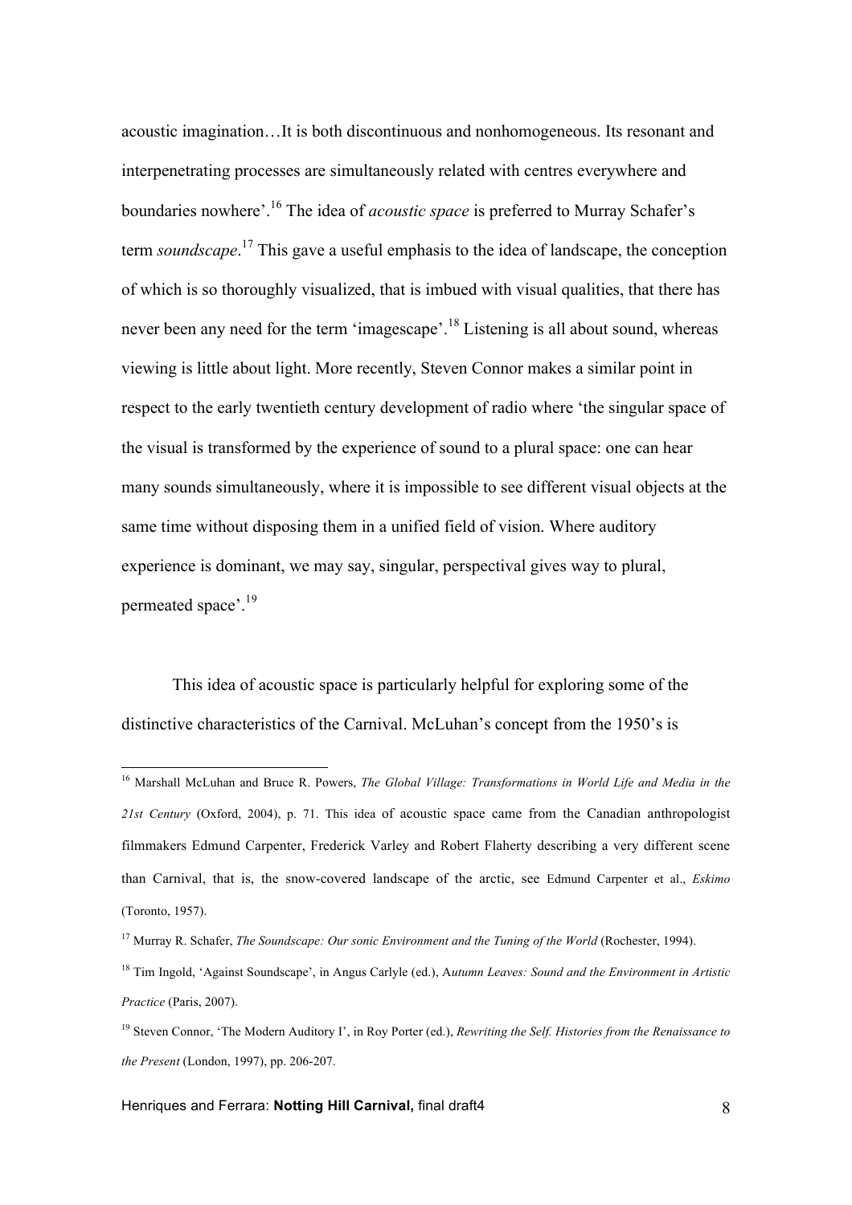acoustic imagination…It is both discontinuous and nonhomogeneous. Its resonant and interpenetrating processes are simultaneously related with centres everywhere and boundaries nowhere'.[16] The idea of *acoustic space* is preferred to Murray Schafer's term *soundscape*.[17] This gave a useful emphasis to the idea of landscape, the conception of which is so thoroughly visualized, that is imbued with visual qualities, that there has never been any need for the term 'imagescape'.[18] Listening is all about sound, whereas viewing is little about light. More recently, Steven Connor makes a similar point in respect to the early twentieth century development of radio where 'the singular space of the visual is transformed by the experience of sound to a plural space: one can hear many sounds simultaneously, where it is impossible to see different visual objects at the same time without disposing them in a unified field of vision. Where auditory experience is dominant, we may say, singular, perspectival gives way to plural, permeated space'.[19]

This idea of acoustic space is particularly helpful for exploring some of the distinctive characteristics of the Carnival. McLuhan's concept from the 1950's is

---

[16] Marshall McLuhan and Bruce R. Powers, *The Global Village: Transformations in World Life and Media in the 21st Century* (Oxford, 2004), p. 71. This idea of acoustic space came from the Canadian anthropologist filmmakers Edmund Carpenter, Frederick Varley and Robert Flaherty describing a very different scene than Carnival, that is, the snow-covered landscape of the arctic, see Edmund Carpenter et al., *Eskimo* (Toronto, 1957).

[17] Murray R. Schafer, *The Soundscape: Our sonic Environment and the Tuning of the World* (Rochester, 1994).

[18] Tim Ingold, 'Against Soundscape', in Angus Carlyle (ed.), A*utumn Leaves: Sound and the Environment in Artistic Practice* (Paris, 2007).

[19] Steven Connor, 'The Modern Auditory I', in Roy Porter (ed.), *Rewriting the Self. Histories from the Renaissance to the Present* (London, 1997), pp. 206-207.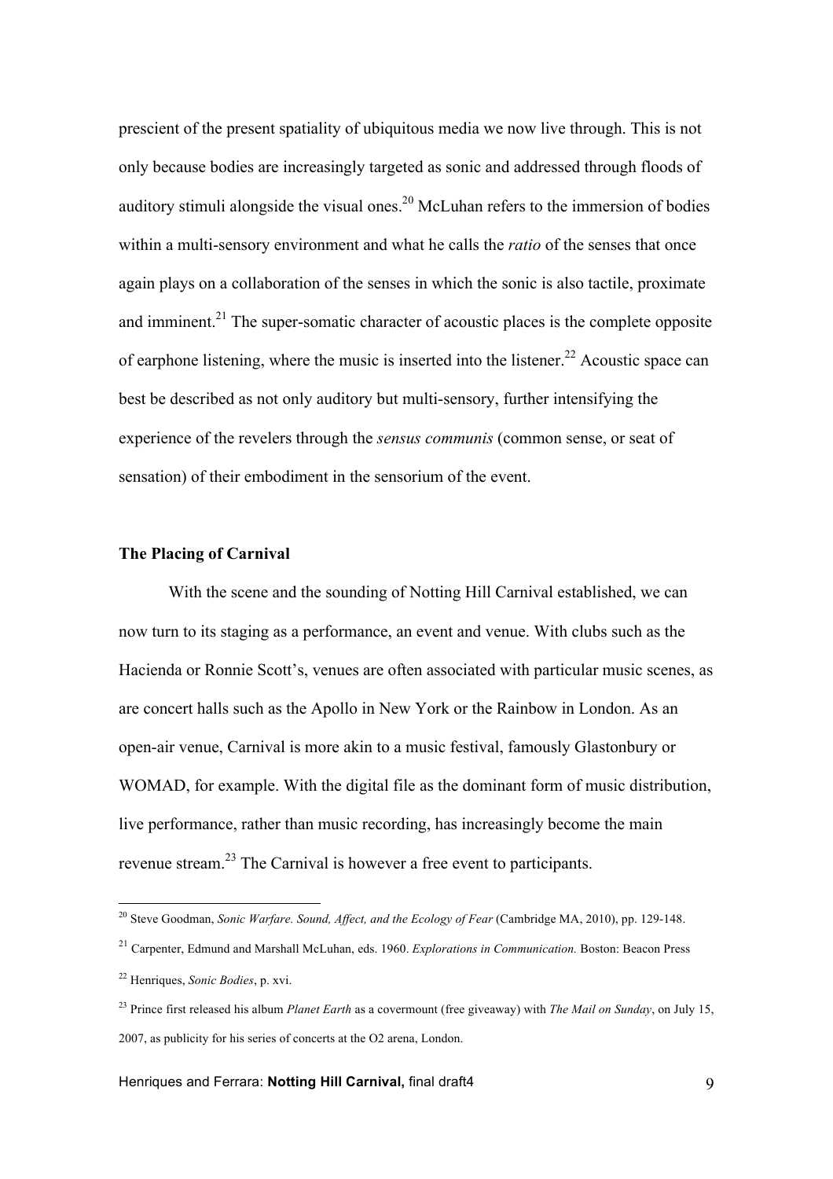prescient of the present spatiality of ubiquitous media we now live through. This is not only because bodies are increasingly targeted as sonic and addressed through floods of auditory stimuli alongside the visual ones.[20] McLuhan refers to the immersion of bodies within a multi-sensory environment and what he calls the *ratio* of the senses that once again plays on a collaboration of the senses in which the sonic is also tactile, proximate and imminent.[21] The super-somatic character of acoustic places is the complete opposite of earphone listening, where the music is inserted into the listener.[22] Acoustic space can best be described as not only auditory but multi-sensory, further intensifying the experience of the revelers through the *sensus communis* (common sense, or seat of sensation) of their embodiment in the sensorium of the event.

**The Placing of Carnival**

With the scene and the sounding of Notting Hill Carnival established, we can now turn to its staging as a performance, an event and venue. With clubs such as the Hacienda or Ronnie Scott's, venues are often associated with particular music scenes, as are concert halls such as the Apollo in New York or the Rainbow in London. As an open-air venue, Carnival is more akin to a music festival, famously Glastonbury or WOMAD, for example. With the digital file as the dominant form of music distribution, live performance, rather than music recording, has increasingly become the main revenue stream.[23] The Carnival is however a free event to participants.

---

[20] Steve Goodman, *Sonic Warfare. Sound, Affect, and the Ecology of Fear* (Cambridge MA, 2010), pp. 129-148.

[21] Carpenter, Edmund and Marshall McLuhan, eds. 1960. *Explorations in Communication.* Boston: Beacon Press

[22] Henriques, *Sonic Bodies*, p. xvi.

[23] Prince first released his album *Planet Earth* as a covermount (free giveaway) with *The Mail on Sunday*, on July 15, 2007, as publicity for his series of concerts at the O2 arena, London.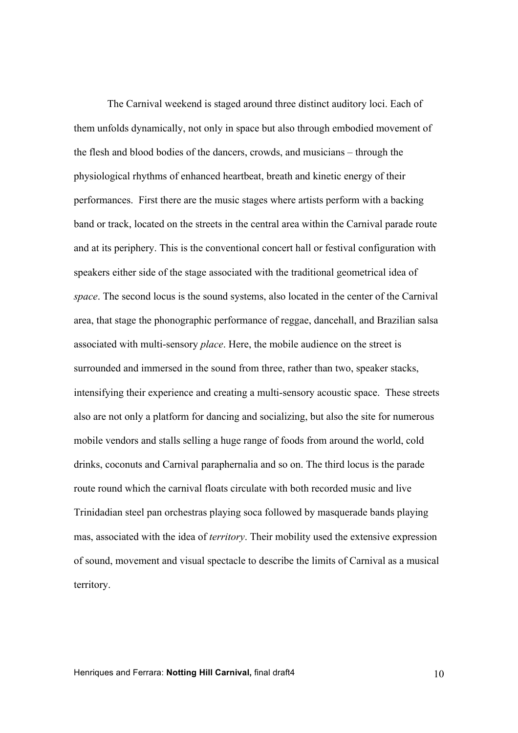The Carnival weekend is staged around three distinct auditory loci. Each of them unfolds dynamically, not only in space but also through embodied movement of the flesh and blood bodies of the dancers, crowds, and musicians – through the physiological rhythms of enhanced heartbeat, breath and kinetic energy of their performances. First there are the music stages where artists perform with a backing band or track, located on the streets in the central area within the Carnival parade route and at its periphery. This is the conventional concert hall or festival configuration with speakers either side of the stage associated with the traditional geometrical idea of *space*. The second locus is the sound systems, also located in the center of the Carnival area, that stage the phonographic performance of reggae, dancehall, and Brazilian salsa associated with multi-sensory *place*. Here, the mobile audience on the street is surrounded and immersed in the sound from three, rather than two, speaker stacks, intensifying their experience and creating a multi-sensory acoustic space. These streets also are not only a platform for dancing and socializing, but also the site for numerous mobile vendors and stalls selling a huge range of foods from around the world, cold drinks, coconuts and Carnival paraphernalia and so on. The third locus is the parade route round which the carnival floats circulate with both recorded music and live Trinidadian steel pan orchestras playing soca followed by masquerade bands playing mas, associated with the idea of *territory*. Their mobility used the extensive expression of sound, movement and visual spectacle to describe the limits of Carnival as a musical territory.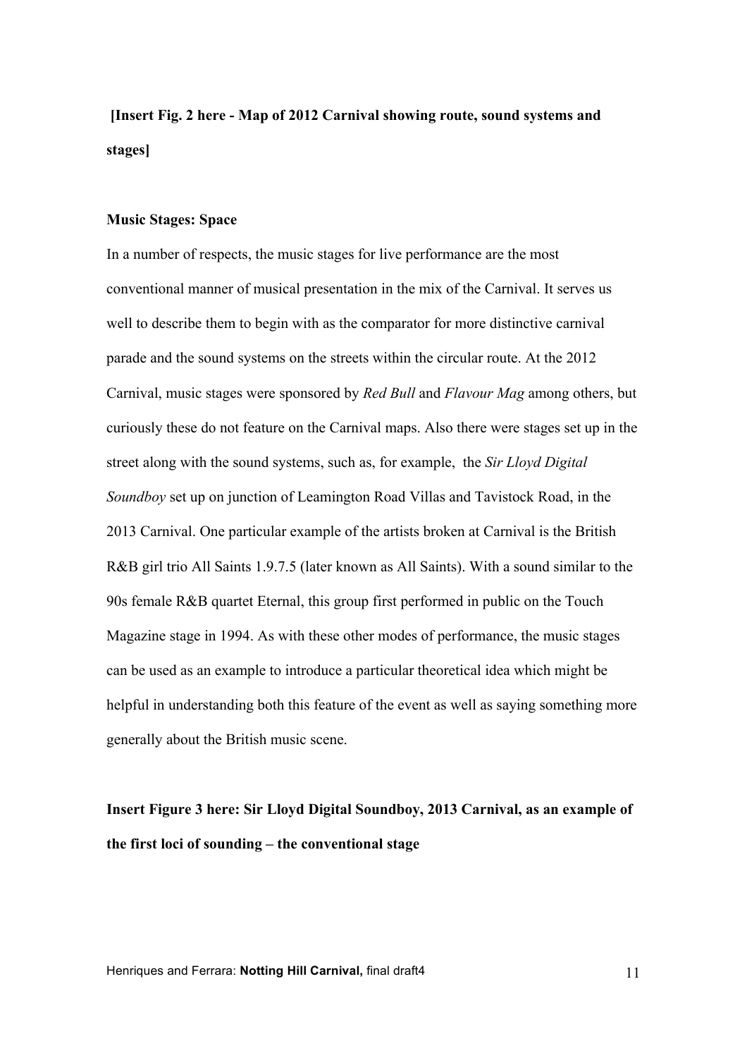**[Insert Fig. 2 here - Map of 2012 Carnival showing route, sound systems and stages]**

**Music Stages: Space**

In a number of respects, the music stages for live performance are the most conventional manner of musical presentation in the mix of the Carnival. It serves us well to describe them to begin with as the comparator for more distinctive carnival parade and the sound systems on the streets within the circular route. At the 2012 Carnival, music stages were sponsored by *Red Bull* and *Flavour Mag* among others, but curiously these do not feature on the Carnival maps. Also there were stages set up in the street along with the sound systems, such as, for example, the *Sir Lloyd Digital Soundboy* set up on junction of Leamington Road Villas and Tavistock Road, in the 2013 Carnival. One particular example of the artists broken at Carnival is the British R&B girl trio All Saints 1.9.7.5 (later known as All Saints). With a sound similar to the 90s female R&B quartet Eternal, this group first performed in public on the Touch Magazine stage in 1994. As with these other modes of performance, the music stages can be used as an example to introduce a particular theoretical idea which might be helpful in understanding both this feature of the event as well as saying something more generally about the British music scene.

**Insert Figure 3 here: Sir Lloyd Digital Soundboy, 2013 Carnival, as an example of the first loci of sounding – the conventional stage**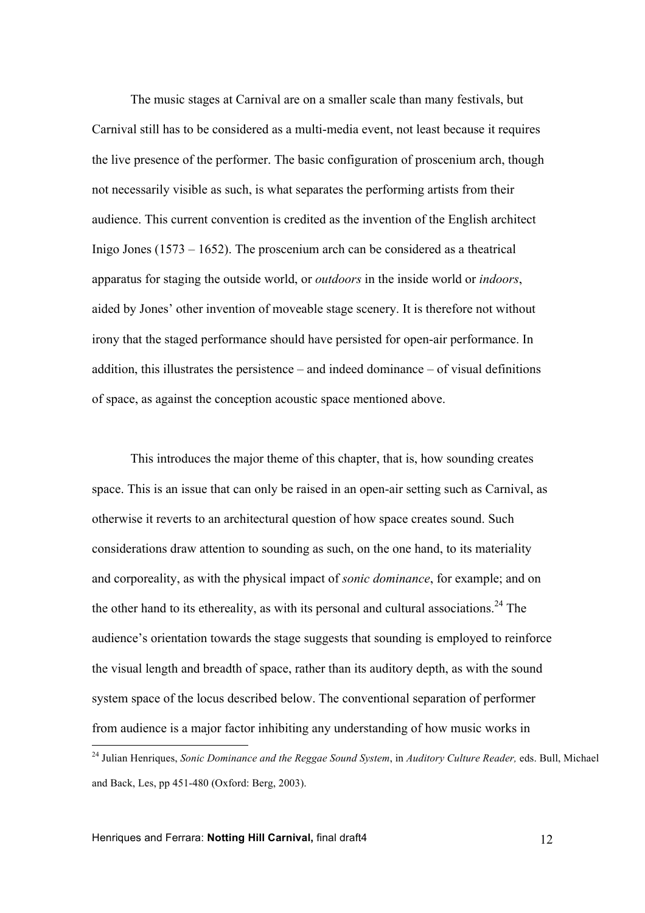The music stages at Carnival are on a smaller scale than many festivals, but Carnival still has to be considered as a multi-media event, not least because it requires the live presence of the performer. The basic configuration of proscenium arch, though not necessarily visible as such, is what separates the performing artists from their audience. This current convention is credited as the invention of the English architect Inigo Jones (1573 – 1652). The proscenium arch can be considered as a theatrical apparatus for staging the outside world, or *outdoors* in the inside world or *indoors*, aided by Jones' other invention of moveable stage scenery. It is therefore not without irony that the staged performance should have persisted for open-air performance. In addition, this illustrates the persistence – and indeed dominance – of visual definitions of space, as against the conception acoustic space mentioned above.

This introduces the major theme of this chapter, that is, how sounding creates space. This is an issue that can only be raised in an open-air setting such as Carnival, as otherwise it reverts to an architectural question of how space creates sound. Such considerations draw attention to sounding as such, on the one hand, to its materiality and corporeality, as with the physical impact of *sonic dominance*, for example; and on the other hand to its ethereality, as with its personal and cultural associations.[24] The audience's orientation towards the stage suggests that sounding is employed to reinforce the visual length and breadth of space, rather than its auditory depth, as with the sound system space of the locus described below. The conventional separation of performer from audience is a major factor inhibiting any understanding of how music works in

[24] Julian Henriques, *Sonic Dominance and the Reggae Sound System*, in *Auditory Culture Reader,* eds. Bull, Michael and Back, Les, pp 451-480 (Oxford: Berg, 2003).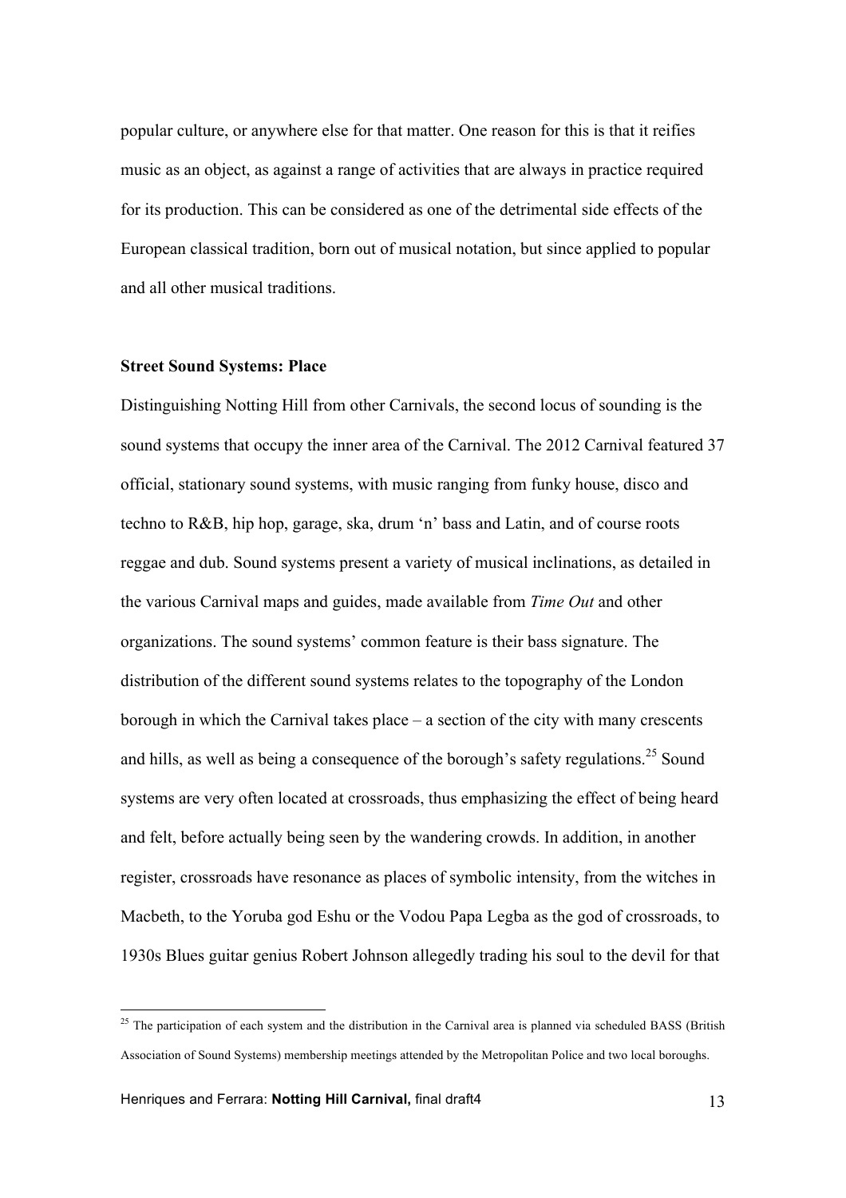popular culture, or anywhere else for that matter. One reason for this is that it reifies music as an object, as against a range of activities that are always in practice required for its production. This can be considered as one of the detrimental side effects of the European classical tradition, born out of musical notation, but since applied to popular and all other musical traditions.

**Street Sound Systems: Place**

Distinguishing Notting Hill from other Carnivals, the second locus of sounding is the sound systems that occupy the inner area of the Carnival. The 2012 Carnival featured 37 official, stationary sound systems, with music ranging from funky house, disco and techno to R&B, hip hop, garage, ska, drum 'n' bass and Latin, and of course roots reggae and dub. Sound systems present a variety of musical inclinations, as detailed in the various Carnival maps and guides, made available from *Time Out* and other organizations. The sound systems' common feature is their bass signature. The distribution of the different sound systems relates to the topography of the London borough in which the Carnival takes place – a section of the city with many crescents and hills, as well as being a consequence of the borough's safety regulations.[25] Sound systems are very often located at crossroads, thus emphasizing the effect of being heard and felt, before actually being seen by the wandering crowds. In addition, in another register, crossroads have resonance as places of symbolic intensity, from the witches in Macbeth, to the Yoruba god Eshu or the Vodou Papa Legba as the god of crossroads, to 1930s Blues guitar genius Robert Johnson allegedly trading his soul to the devil for that

[25] The participation of each system and the distribution in the Carnival area is planned via scheduled BASS (British Association of Sound Systems) membership meetings attended by the Metropolitan Police and two local boroughs.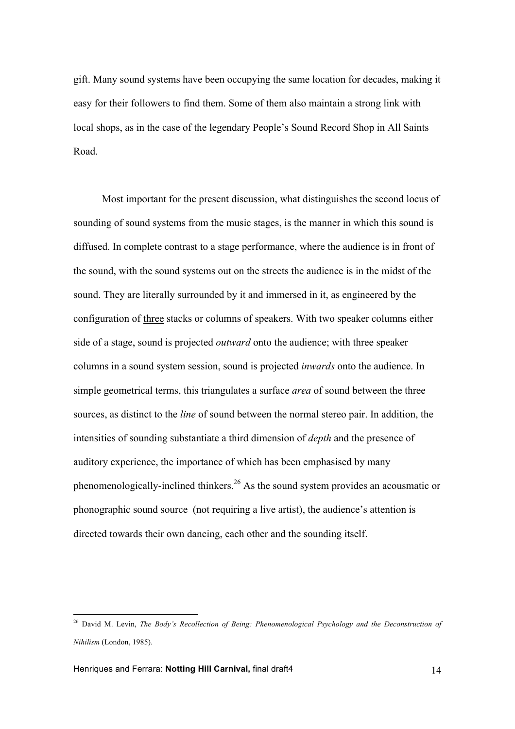gift. Many sound systems have been occupying the same location for decades, making it easy for their followers to find them. Some of them also maintain a strong link with local shops, as in the case of the legendary People's Sound Record Shop in All Saints Road.

Most important for the present discussion, what distinguishes the second locus of sounding of sound systems from the music stages, is the manner in which this sound is diffused. In complete contrast to a stage performance, where the audience is in front of the sound, with the sound systems out on the streets the audience is in the midst of the sound. They are literally surrounded by it and immersed in it, as engineered by the configuration of <u>three</u> stacks or columns of speakers. With two speaker columns either side of a stage, sound is projected *outward* onto the audience; with three speaker columns in a sound system session, sound is projected *inwards* onto the audience. In simple geometrical terms, this triangulates a surface *area* of sound between the three sources, as distinct to the *line* of sound between the normal stereo pair. In addition, the intensities of sounding substantiate a third dimension of *depth* and the presence of auditory experience, the importance of which has been emphasised by many phenomenologically-inclined thinkers.[26] As the sound system provides an acousmatic or phonographic sound source (not requiring a live artist), the audience's attention is directed towards their own dancing, each other and the sounding itself.

---

[26] David M. Levin, *The Body's Recollection of Being: Phenomenological Psychology and the Deconstruction of Nihilism* (London, 1985).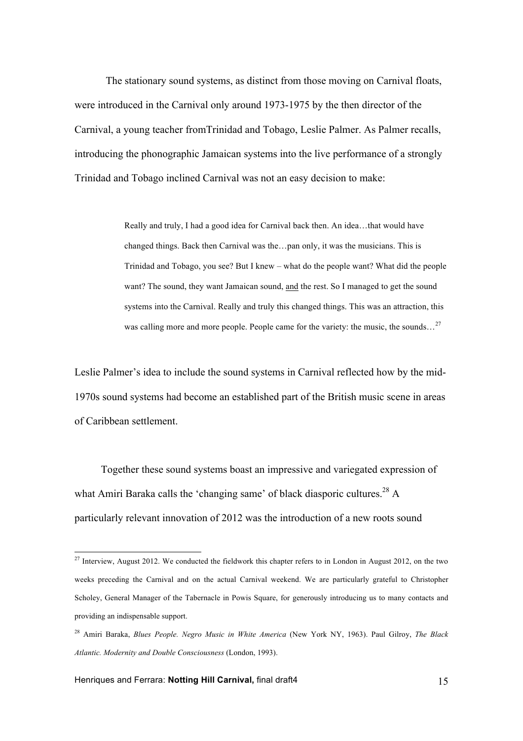The stationary sound systems, as distinct from those moving on Carnival floats, were introduced in the Carnival only around 1973-1975 by the then director of the Carnival, a young teacher fromTrinidad and Tobago, Leslie Palmer. As Palmer recalls, introducing the phonographic Jamaican systems into the live performance of a strongly Trinidad and Tobago inclined Carnival was not an easy decision to make:

> Really and truly, I had a good idea for Carnival back then. An idea…that would have changed things. Back then Carnival was the…pan only, it was the musicians. This is Trinidad and Tobago, you see? But I knew – what do the people want? What did the people want? The sound, they want Jamaican sound, <u>and</u> the rest. So I managed to get the sound systems into the Carnival. Really and truly this changed things. This was an attraction, this was calling more and more people. People came for the variety: the music, the sounds…[27]

Leslie Palmer's idea to include the sound systems in Carnival reflected how by the mid-1970s sound systems had become an established part of the British music scene in areas of Caribbean settlement.

Together these sound systems boast an impressive and variegated expression of what Amiri Baraka calls the 'changing same' of black diasporic cultures.[28] A particularly relevant innovation of 2012 was the introduction of a new roots sound

---

[27] Interview, August 2012. We conducted the fieldwork this chapter refers to in London in August 2012, on the two weeks preceding the Carnival and on the actual Carnival weekend. We are particularly grateful to Christopher Scholey, General Manager of the Tabernacle in Powis Square, for generously introducing us to many contacts and providing an indispensable support.

[28] Amiri Baraka, *Blues People. Negro Music in White America* (New York NY, 1963). Paul Gilroy, *The Black Atlantic. Modernity and Double Consciousness* (London, 1993).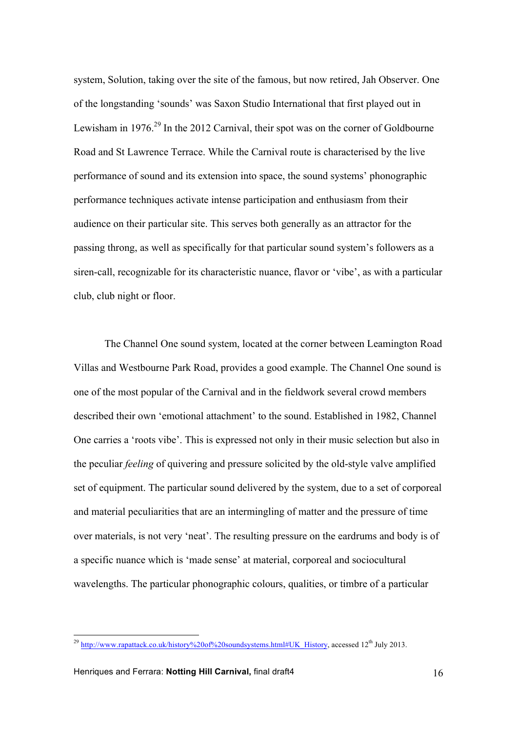system, Solution, taking over the site of the famous, but now retired, Jah Observer. One of the longstanding 'sounds' was Saxon Studio International that first played out in Lewisham in 1976.[29] In the 2012 Carnival, their spot was on the corner of Goldbourne Road and St Lawrence Terrace. While the Carnival route is characterised by the live performance of sound and its extension into space, the sound systems' phonographic performance techniques activate intense participation and enthusiasm from their audience on their particular site. This serves both generally as an attractor for the passing throng, as well as specifically for that particular sound system's followers as a siren-call, recognizable for its characteristic nuance, flavor or 'vibe', as with a particular club, club night or floor.

The Channel One sound system, located at the corner between Leamington Road Villas and Westbourne Park Road, provides a good example. The Channel One sound is one of the most popular of the Carnival and in the fieldwork several crowd members described their own 'emotional attachment' to the sound. Established in 1982, Channel One carries a 'roots vibe'. This is expressed not only in their music selection but also in the peculiar *feeling* of quivering and pressure solicited by the old-style valve amplified set of equipment. The particular sound delivered by the system, due to a set of corporeal and material peculiarities that are an intermingling of matter and the pressure of time over materials, is not very 'neat'. The resulting pressure on the eardrums and body is of a specific nuance which is 'made sense' at material, corporeal and sociocultural wavelengths. The particular phonographic colours, qualities, or timbre of a particular

[29] http://www.rapattack.co.uk/history%20of%20soundsystems.html#UK_History, accessed 12th July 2013.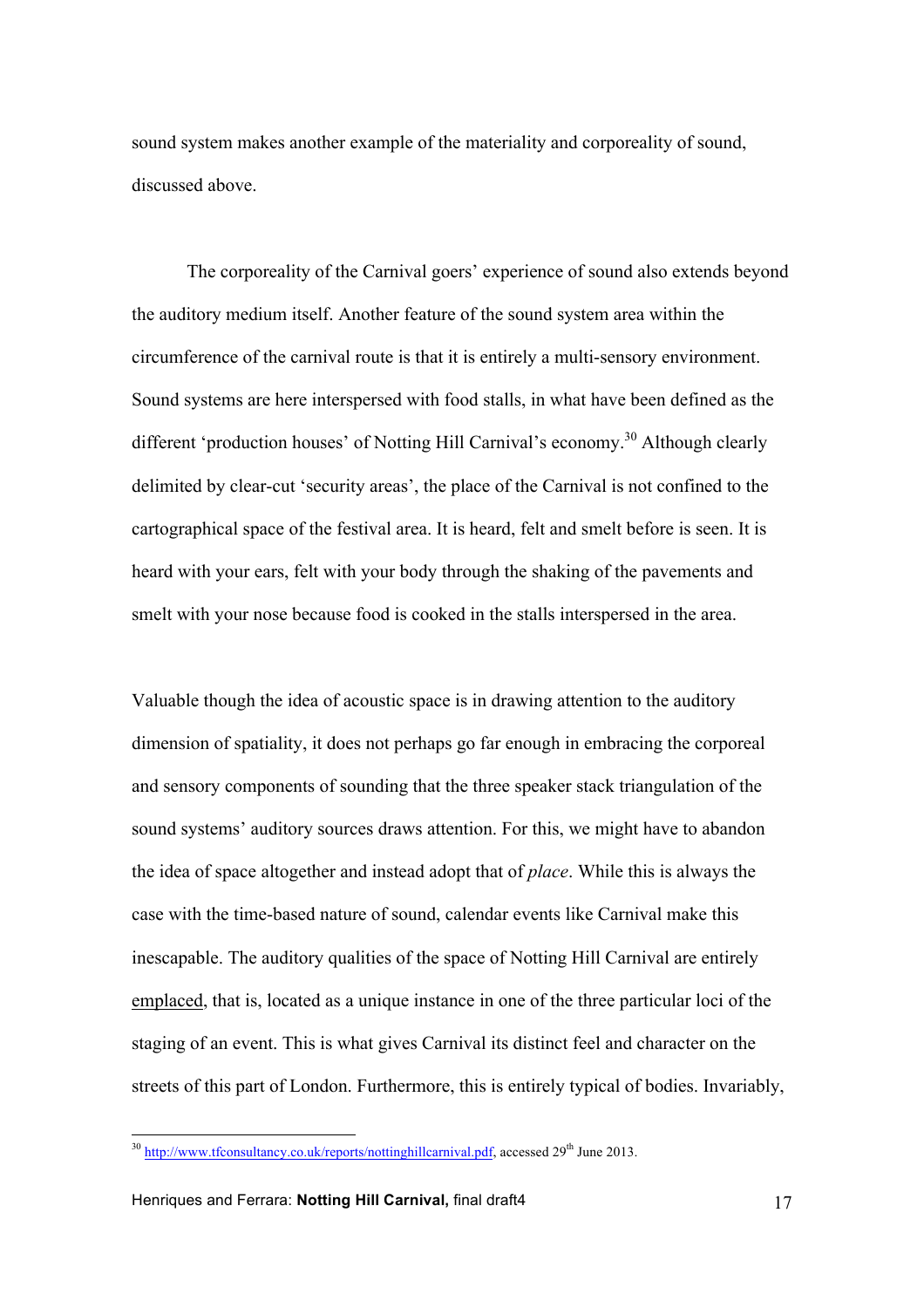sound system makes another example of the materiality and corporeality of sound, discussed above.

The corporeality of the Carnival goers' experience of sound also extends beyond the auditory medium itself. Another feature of the sound system area within the circumference of the carnival route is that it is entirely a multi-sensory environment. Sound systems are here interspersed with food stalls, in what have been defined as the different 'production houses' of Notting Hill Carnival's economy.[30] Although clearly delimited by clear-cut 'security areas', the place of the Carnival is not confined to the cartographical space of the festival area. It is heard, felt and smelt before is seen. It is heard with your ears, felt with your body through the shaking of the pavements and smelt with your nose because food is cooked in the stalls interspersed in the area.

Valuable though the idea of acoustic space is in drawing attention to the auditory dimension of spatiality, it does not perhaps go far enough in embracing the corporeal and sensory components of sounding that the three speaker stack triangulation of the sound systems' auditory sources draws attention. For this, we might have to abandon the idea of space altogether and instead adopt that of *place*. While this is always the case with the time-based nature of sound, calendar events like Carnival make this inescapable. The auditory qualities of the space of Notting Hill Carnival are entirely <u>emplaced</u>, that is, located as a unique instance in one of the three particular loci of the staging of an event. This is what gives Carnival its distinct feel and character on the streets of this part of London. Furthermore, this is entirely typical of bodies. Invariably,

[30] http://www.tfconsultancy.co.uk/reports/nottinghillcarnival.pdf, accessed 29th June 2013.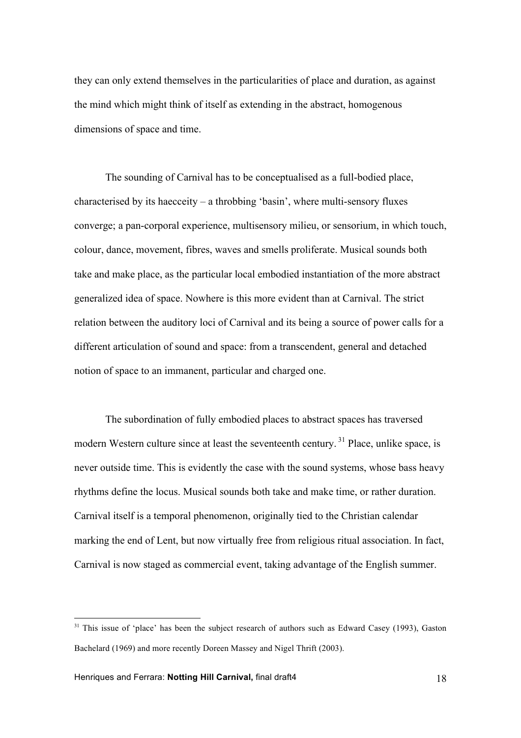they can only extend themselves in the particularities of place and duration, as against the mind which might think of itself as extending in the abstract, homogenous dimensions of space and time.

The sounding of Carnival has to be conceptualised as a full-bodied place, characterised by its haecceity – a throbbing 'basin', where multi-sensory fluxes converge; a pan-corporal experience, multisensory milieu, or sensorium, in which touch, colour, dance, movement, fibres, waves and smells proliferate. Musical sounds both take and make place, as the particular local embodied instantiation of the more abstract generalized idea of space. Nowhere is this more evident than at Carnival. The strict relation between the auditory loci of Carnival and its being a source of power calls for a different articulation of sound and space: from a transcendent, general and detached notion of space to an immanent, particular and charged one.

The subordination of fully embodied places to abstract spaces has traversed modern Western culture since at least the seventeenth century.[31] Place, unlike space, is never outside time. This is evidently the case with the sound systems, whose bass heavy rhythms define the locus. Musical sounds both take and make time, or rather duration. Carnival itself is a temporal phenomenon, originally tied to the Christian calendar marking the end of Lent, but now virtually free from religious ritual association. In fact, Carnival is now staged as commercial event, taking advantage of the English summer.

---

[31] This issue of 'place' has been the subject research of authors such as Edward Casey (1993), Gaston Bachelard (1969) and more recently Doreen Massey and Nigel Thrift (2003).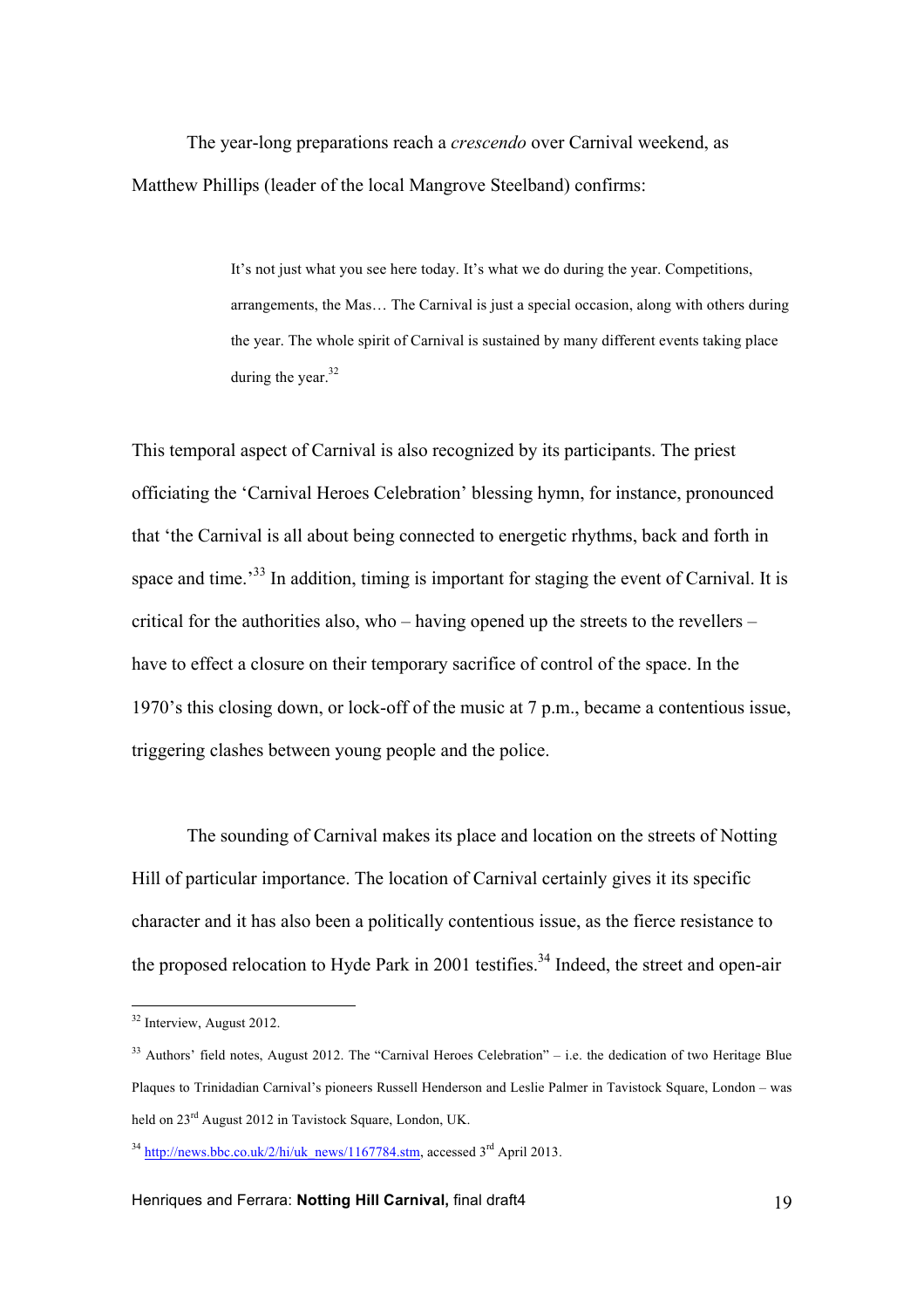The year-long preparations reach a *crescendo* over Carnival weekend, as Matthew Phillips (leader of the local Mangrove Steelband) confirms:

> It's not just what you see here today. It's what we do during the year. Competitions, arrangements, the Mas… The Carnival is just a special occasion, along with others during the year. The whole spirit of Carnival is sustained by many different events taking place during the year.[32]

This temporal aspect of Carnival is also recognized by its participants. The priest officiating the 'Carnival Heroes Celebration' blessing hymn, for instance, pronounced that 'the Carnival is all about being connected to energetic rhythms, back and forth in space and time.'[33] In addition, timing is important for staging the event of Carnival. It is critical for the authorities also, who – having opened up the streets to the revellers – have to effect a closure on their temporary sacrifice of control of the space. In the 1970's this closing down, or lock-off of the music at 7 p.m., became a contentious issue, triggering clashes between young people and the police.

The sounding of Carnival makes its place and location on the streets of Notting Hill of particular importance. The location of Carnival certainly gives it its specific character and it has also been a politically contentious issue, as the fierce resistance to the proposed relocation to Hyde Park in 2001 testifies.[34] Indeed, the street and open-air

---

[32] Interview, August 2012.

[33] Authors' field notes, August 2012. The "Carnival Heroes Celebration" – i.e. the dedication of two Heritage Blue Plaques to Trinidadian Carnival's pioneers Russell Henderson and Leslie Palmer in Tavistock Square, London – was held on 23rd August 2012 in Tavistock Square, London, UK.

[34] http://news.bbc.co.uk/2/hi/uk_news/1167784.stm, accessed 3rd April 2013.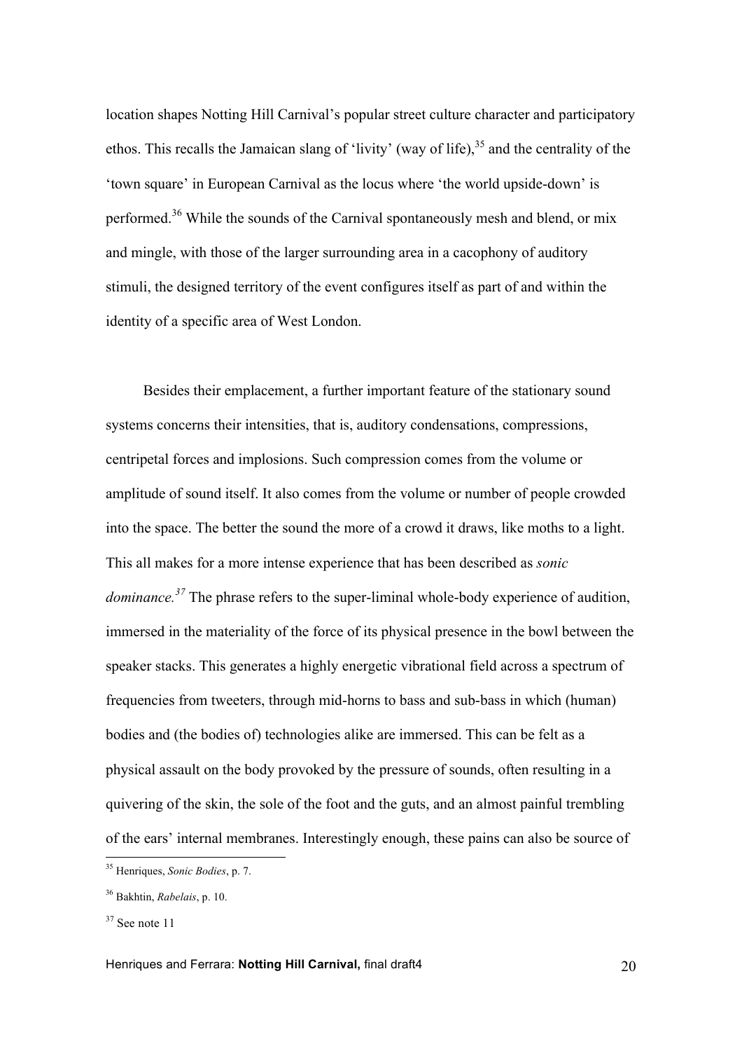location shapes Notting Hill Carnival's popular street culture character and participatory ethos. This recalls the Jamaican slang of 'livity' (way of life),[35] and the centrality of the 'town square' in European Carnival as the locus where 'the world upside-down' is performed.[36] While the sounds of the Carnival spontaneously mesh and blend, or mix and mingle, with those of the larger surrounding area in a cacophony of auditory stimuli, the designed territory of the event configures itself as part of and within the identity of a specific area of West London.

Besides their emplacement, a further important feature of the stationary sound systems concerns their intensities, that is, auditory condensations, compressions, centripetal forces and implosions. Such compression comes from the volume or amplitude of sound itself. It also comes from the volume or number of people crowded into the space. The better the sound the more of a crowd it draws, like moths to a light. This all makes for a more intense experience that has been described as *sonic dominance.*[37] The phrase refers to the super-liminal whole-body experience of audition, immersed in the materiality of the force of its physical presence in the bowl between the speaker stacks. This generates a highly energetic vibrational field across a spectrum of frequencies from tweeters, through mid-horns to bass and sub-bass in which (human) bodies and (the bodies of) technologies alike are immersed. This can be felt as a physical assault on the body provoked by the pressure of sounds, often resulting in a quivering of the skin, the sole of the foot and the guts, and an almost painful trembling of the ears' internal membranes. Interestingly enough, these pains can also be source of

---

[35] Henriques, *Sonic Bodies*, p. 7.

[36] Bakhtin, *Rabelais*, p. 10.

[37] See note 11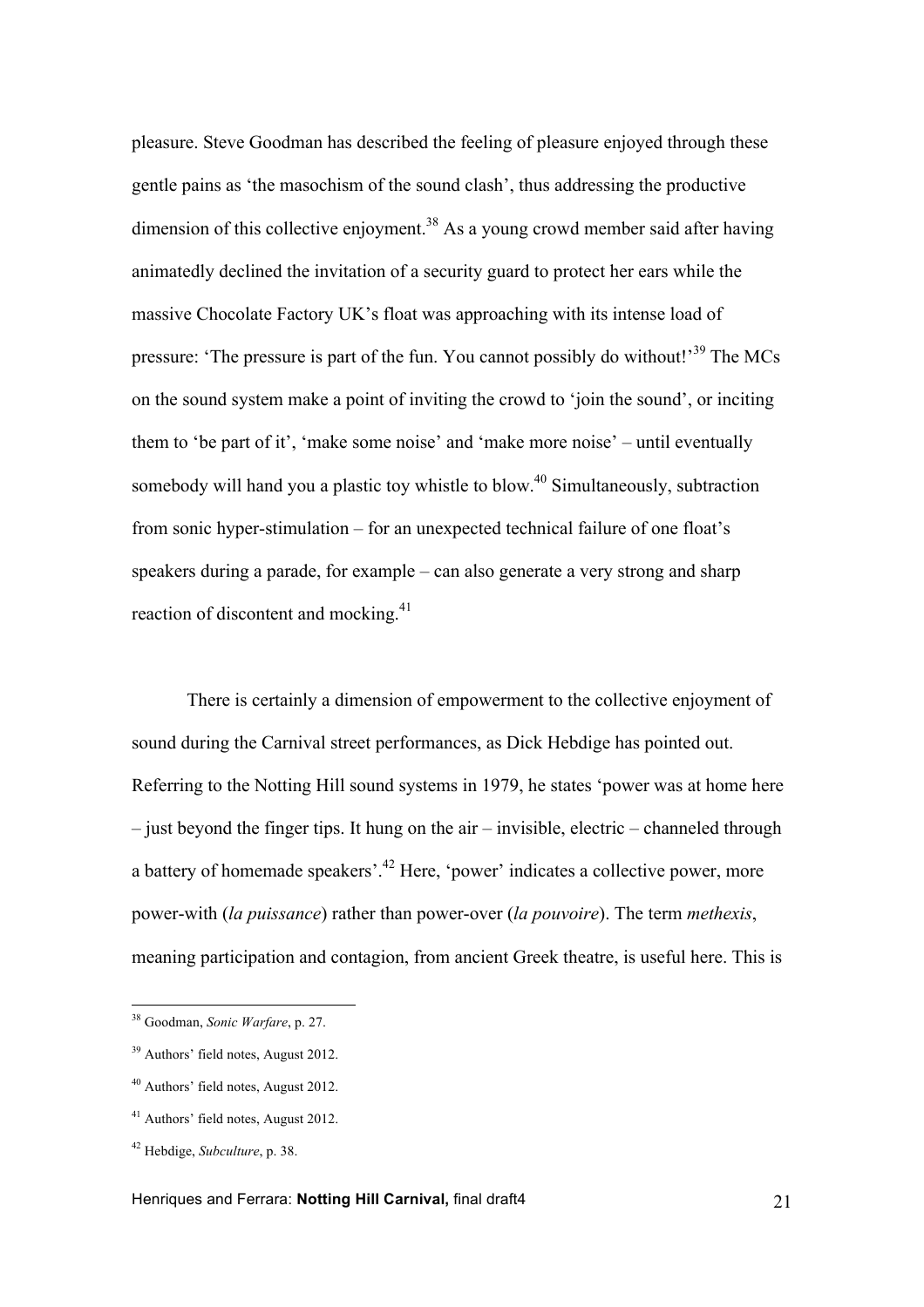pleasure. Steve Goodman has described the feeling of pleasure enjoyed through these gentle pains as 'the masochism of the sound clash', thus addressing the productive dimension of this collective enjoyment.[38] As a young crowd member said after having animatedly declined the invitation of a security guard to protect her ears while the massive Chocolate Factory UK's float was approaching with its intense load of pressure: 'The pressure is part of the fun. You cannot possibly do without!'[39] The MCs on the sound system make a point of inviting the crowd to 'join the sound', or inciting them to 'be part of it', 'make some noise' and 'make more noise' – until eventually somebody will hand you a plastic toy whistle to blow.[40] Simultaneously, subtraction from sonic hyper-stimulation – for an unexpected technical failure of one float's speakers during a parade, for example – can also generate a very strong and sharp reaction of discontent and mocking.[41]

There is certainly a dimension of empowerment to the collective enjoyment of sound during the Carnival street performances, as Dick Hebdige has pointed out. Referring to the Notting Hill sound systems in 1979, he states 'power was at home here – just beyond the finger tips. It hung on the air – invisible, electric – channeled through a battery of homemade speakers'.[42] Here, 'power' indicates a collective power, more power-with (*la puissance*) rather than power-over (*la pouvoire*). The term *methexis*, meaning participation and contagion, from ancient Greek theatre, is useful here. This is

---

[38] Goodman, *Sonic Warfare*, p. 27.

[39] Authors' field notes, August 2012.

[40] Authors' field notes, August 2012.

[41] Authors' field notes, August 2012.

[42] Hebdige, *Subculture*, p. 38.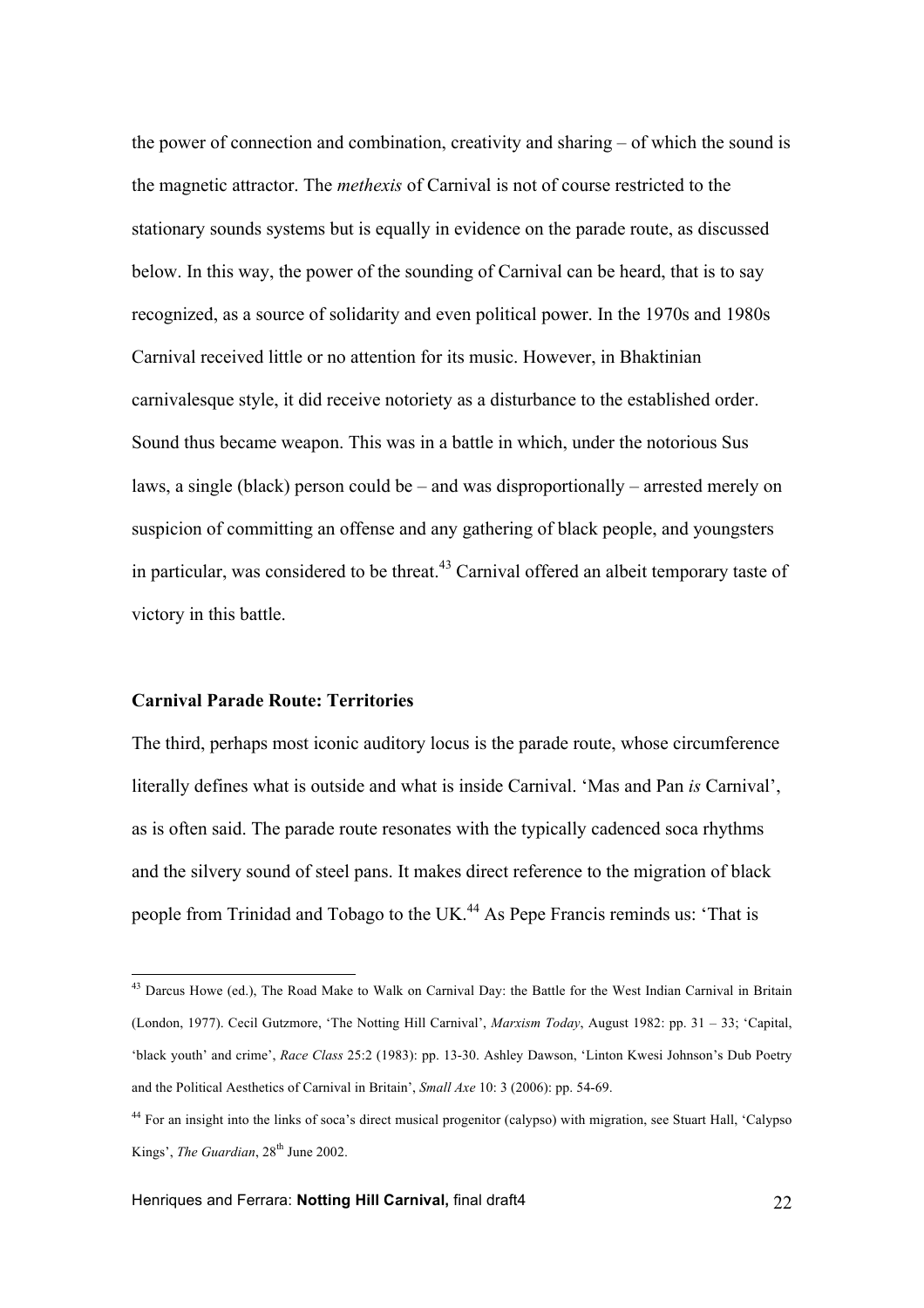the power of connection and combination, creativity and sharing – of which the sound is the magnetic attractor. The *methexis* of Carnival is not of course restricted to the stationary sounds systems but is equally in evidence on the parade route, as discussed below. In this way, the power of the sounding of Carnival can be heard, that is to say recognized, as a source of solidarity and even political power. In the 1970s and 1980s Carnival received little or no attention for its music. However, in Bhaktinian carnivalesque style, it did receive notoriety as a disturbance to the established order. Sound thus became weapon. This was in a battle in which, under the notorious Sus laws, a single (black) person could be – and was disproportionally – arrested merely on suspicion of committing an offense and any gathering of black people, and youngsters in particular, was considered to be threat.[43] Carnival offered an albeit temporary taste of victory in this battle.

**Carnival Parade Route: Territories**

The third, perhaps most iconic auditory locus is the parade route, whose circumference literally defines what is outside and what is inside Carnival. 'Mas and Pan *is* Carnival', as is often said. The parade route resonates with the typically cadenced soca rhythms and the silvery sound of steel pans. It makes direct reference to the migration of black people from Trinidad and Tobago to the UK.[44] As Pepe Francis reminds us: 'That is

---

[43] Darcus Howe (ed.), The Road Make to Walk on Carnival Day: the Battle for the West Indian Carnival in Britain (London, 1977). Cecil Gutzmore, 'The Notting Hill Carnival', *Marxism Today*, August 1982: pp. 31 – 33; 'Capital, 'black youth' and crime', *Race Class* 25:2 (1983): pp. 13-30. Ashley Dawson, 'Linton Kwesi Johnson's Dub Poetry and the Political Aesthetics of Carnival in Britain', *Small Axe* 10: 3 (2006): pp. 54-69.

[44] For an insight into the links of soca's direct musical progenitor (calypso) with migration, see Stuart Hall, 'Calypso Kings', *The Guardian*, 28th June 2002.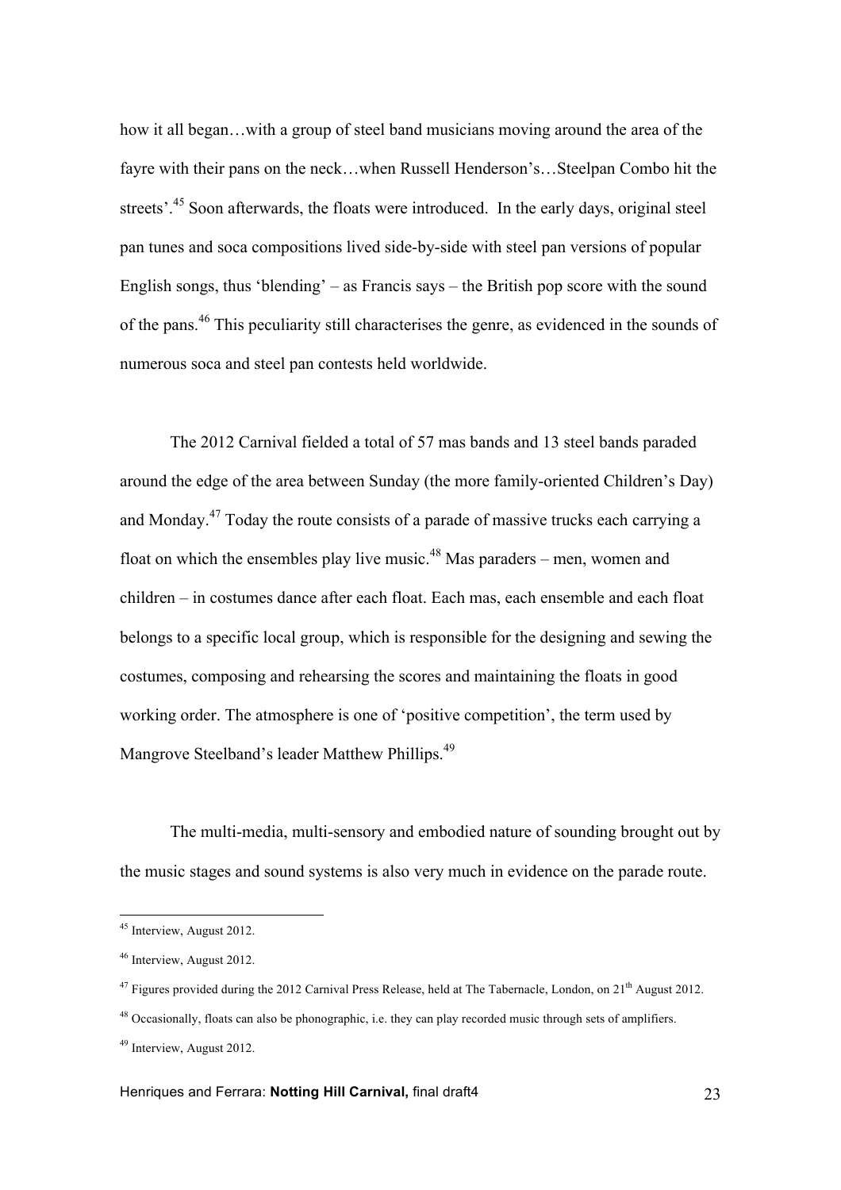how it all began…with a group of steel band musicians moving around the area of the fayre with their pans on the neck…when Russell Henderson's…Steelpan Combo hit the streets'.[45] Soon afterwards, the floats were introduced. In the early days, original steel pan tunes and soca compositions lived side-by-side with steel pan versions of popular English songs, thus 'blending' – as Francis says – the British pop score with the sound of the pans.[46] This peculiarity still characterises the genre, as evidenced in the sounds of numerous soca and steel pan contests held worldwide.

The 2012 Carnival fielded a total of 57 mas bands and 13 steel bands paraded around the edge of the area between Sunday (the more family-oriented Children's Day) and Monday.[47] Today the route consists of a parade of massive trucks each carrying a float on which the ensembles play live music.[48] Mas paraders – men, women and children – in costumes dance after each float. Each mas, each ensemble and each float belongs to a specific local group, which is responsible for the designing and sewing the costumes, composing and rehearsing the scores and maintaining the floats in good working order. The atmosphere is one of 'positive competition', the term used by Mangrove Steelband's leader Matthew Phillips.[49]

The multi-media, multi-sensory and embodied nature of sounding brought out by the music stages and sound systems is also very much in evidence on the parade route.

---

[45] Interview, August 2012.

[46] Interview, August 2012.

[47] Figures provided during the 2012 Carnival Press Release, held at The Tabernacle, London, on 21th August 2012.

[48] Occasionally, floats can also be phonographic, i.e. they can play recorded music through sets of amplifiers.

[49] Interview, August 2012.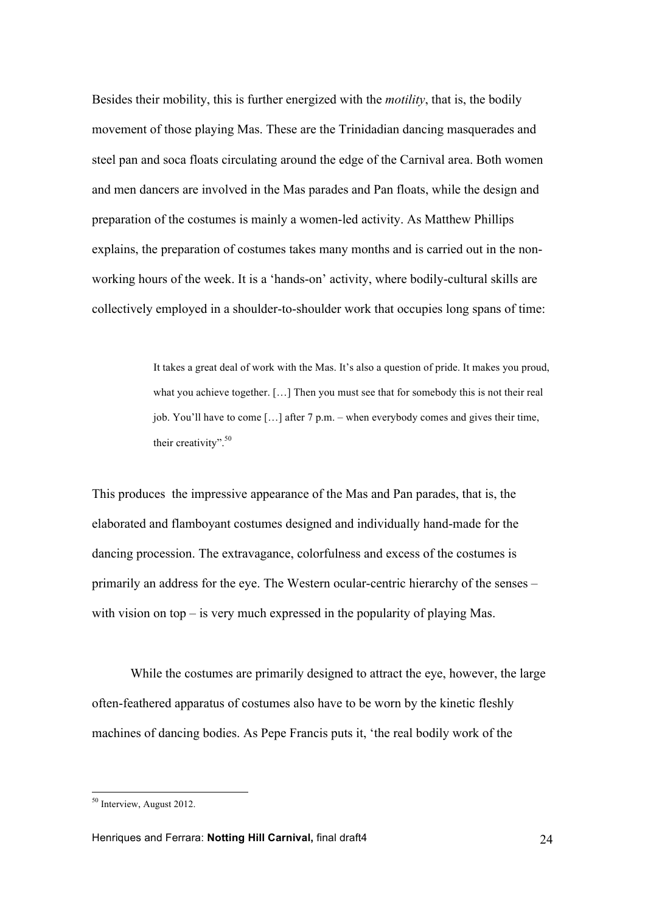Besides their mobility, this is further energized with the *motility*, that is, the bodily movement of those playing Mas. These are the Trinidadian dancing masquerades and steel pan and soca floats circulating around the edge of the Carnival area. Both women and men dancers are involved in the Mas parades and Pan floats, while the design and preparation of the costumes is mainly a women-led activity. As Matthew Phillips explains, the preparation of costumes takes many months and is carried out in the non-working hours of the week. It is a 'hands-on' activity, where bodily-cultural skills are collectively employed in a shoulder-to-shoulder work that occupies long spans of time:

> It takes a great deal of work with the Mas. It's also a question of pride. It makes you proud, what you achieve together. […] Then you must see that for somebody this is not their real job. You'll have to come […] after 7 p.m. – when everybody comes and gives their time, their creativity".[50]

This produces the impressive appearance of the Mas and Pan parades, that is, the elaborated and flamboyant costumes designed and individually hand-made for the dancing procession. The extravagance, colorfulness and excess of the costumes is primarily an address for the eye. The Western ocular-centric hierarchy of the senses – with vision on top – is very much expressed in the popularity of playing Mas.

While the costumes are primarily designed to attract the eye, however, the large often-feathered apparatus of costumes also have to be worn by the kinetic fleshly machines of dancing bodies. As Pepe Francis puts it, 'the real bodily work of the

---

[50] Interview, August 2012.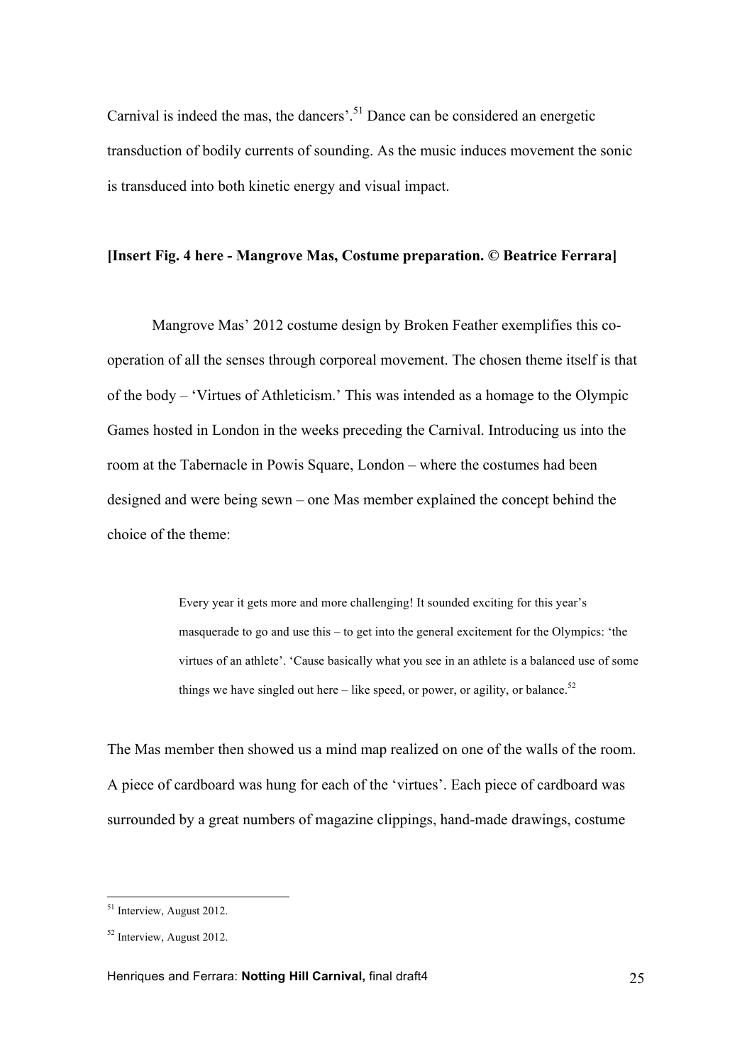Carnival is indeed the mas, the dancers'.[51] Dance can be considered an energetic transduction of bodily currents of sounding. As the music induces movement the sonic is transduced into both kinetic energy and visual impact.

**[Insert Fig. 4 here - Mangrove Mas, Costume preparation. © Beatrice Ferrara]**

Mangrove Mas' 2012 costume design by Broken Feather exemplifies this co-operation of all the senses through corporeal movement. The chosen theme itself is that of the body – 'Virtues of Athleticism.' This was intended as a homage to the Olympic Games hosted in London in the weeks preceding the Carnival. Introducing us into the room at the Tabernacle in Powis Square, London – where the costumes had been designed and were being sewn – one Mas member explained the concept behind the choice of the theme:

> Every year it gets more and more challenging! It sounded exciting for this year's masquerade to go and use this – to get into the general excitement for the Olympics: 'the virtues of an athlete'. 'Cause basically what you see in an athlete is a balanced use of some things we have singled out here – like speed, or power, or agility, or balance.[52]

The Mas member then showed us a mind map realized on one of the walls of the room. A piece of cardboard was hung for each of the 'virtues'. Each piece of cardboard was surrounded by a great numbers of magazine clippings, hand-made drawings, costume

---

[51] Interview, August 2012.

[52] Interview, August 2012.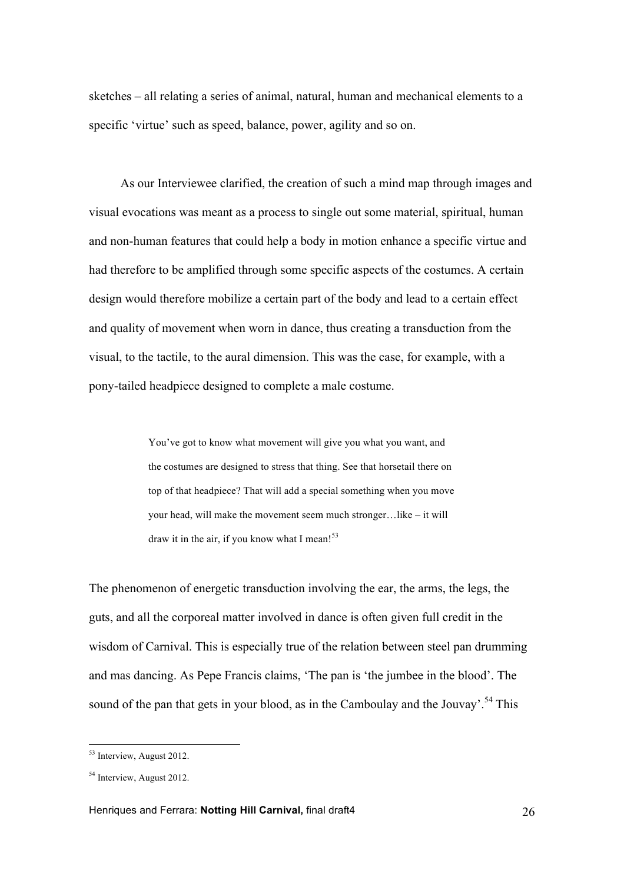sketches – all relating a series of animal, natural, human and mechanical elements to a specific 'virtue' such as speed, balance, power, agility and so on.

As our Interviewee clarified, the creation of such a mind map through images and visual evocations was meant as a process to single out some material, spiritual, human and non-human features that could help a body in motion enhance a specific virtue and had therefore to be amplified through some specific aspects of the costumes. A certain design would therefore mobilize a certain part of the body and lead to a certain effect and quality of movement when worn in dance, thus creating a transduction from the visual, to the tactile, to the aural dimension. This was the case, for example, with a pony-tailed headpiece designed to complete a male costume.

> You've got to know what movement will give you what you want, and the costumes are designed to stress that thing. See that horsetail there on top of that headpiece? That will add a special something when you move your head, will make the movement seem much stronger…like – it will draw it in the air, if you know what I mean![53]

The phenomenon of energetic transduction involving the ear, the arms, the legs, the guts, and all the corporeal matter involved in dance is often given full credit in the wisdom of Carnival. This is especially true of the relation between steel pan drumming and mas dancing. As Pepe Francis claims, 'The pan is 'the jumbee in the blood'. The sound of the pan that gets in your blood, as in the Camboulay and the Jouvay'.[54] This

---

[53] Interview, August 2012.

[54] Interview, August 2012.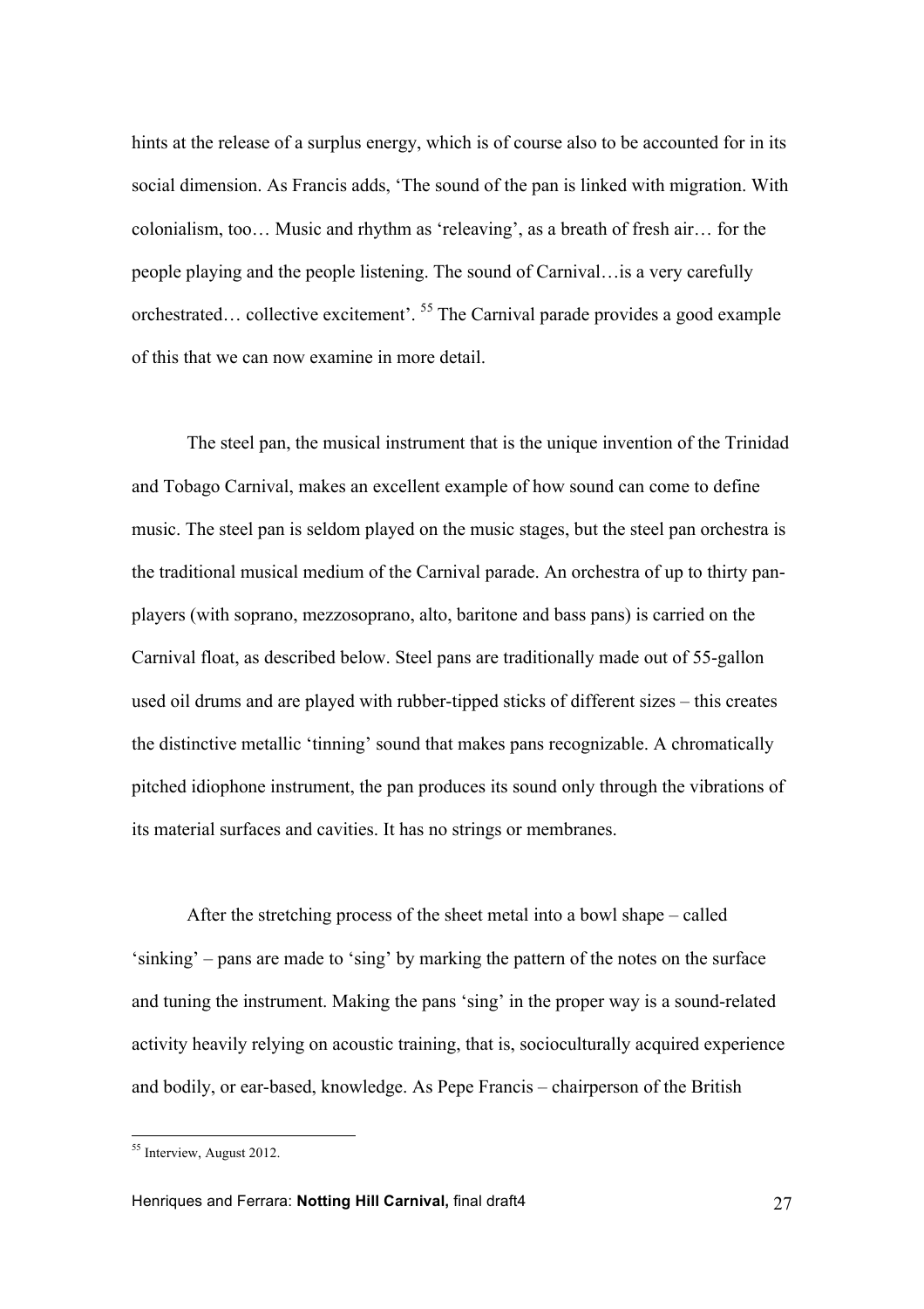hints at the release of a surplus energy, which is of course also to be accounted for in its social dimension. As Francis adds, 'The sound of the pan is linked with migration. With colonialism, too… Music and rhythm as 'releaving', as a breath of fresh air… for the people playing and the people listening. The sound of Carnival…is a very carefully orchestrated… collective excitement'. [55] The Carnival parade provides a good example of this that we can now examine in more detail.

The steel pan, the musical instrument that is the unique invention of the Trinidad and Tobago Carnival, makes an excellent example of how sound can come to define music. The steel pan is seldom played on the music stages, but the steel pan orchestra is the traditional musical medium of the Carnival parade. An orchestra of up to thirty pan-players (with soprano, mezzosoprano, alto, baritone and bass pans) is carried on the Carnival float, as described below. Steel pans are traditionally made out of 55-gallon used oil drums and are played with rubber-tipped sticks of different sizes – this creates the distinctive metallic 'tinning' sound that makes pans recognizable. A chromatically pitched idiophone instrument, the pan produces its sound only through the vibrations of its material surfaces and cavities. It has no strings or membranes.

After the stretching process of the sheet metal into a bowl shape – called 'sinking' – pans are made to 'sing' by marking the pattern of the notes on the surface and tuning the instrument. Making the pans 'sing' in the proper way is a sound-related activity heavily relying on acoustic training, that is, socioculturally acquired experience and bodily, or ear-based, knowledge. As Pepe Francis – chairperson of the British

---

[55] Interview, August 2012.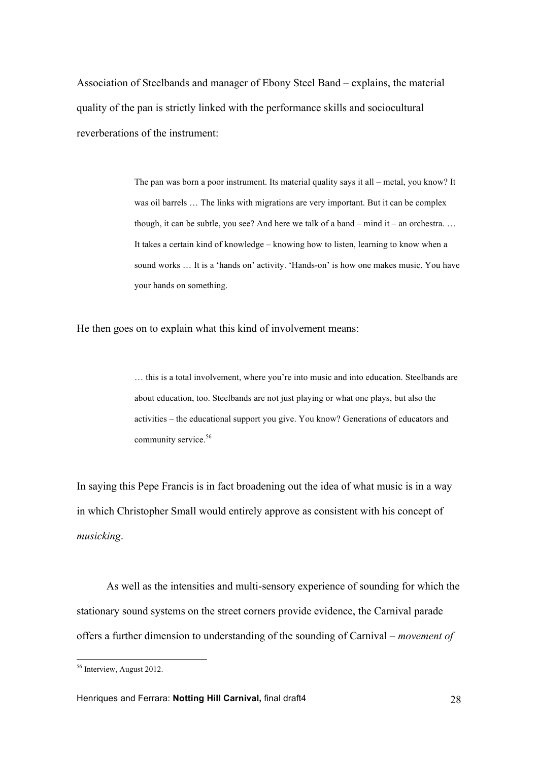Association of Steelbands and manager of Ebony Steel Band – explains, the material quality of the pan is strictly linked with the performance skills and sociocultural reverberations of the instrument:

> The pan was born a poor instrument. Its material quality says it all – metal, you know? It was oil barrels … The links with migrations are very important. But it can be complex though, it can be subtle, you see? And here we talk of a band – mind it – an orchestra. … It takes a certain kind of knowledge – knowing how to listen, learning to know when a sound works … It is a 'hands on' activity. 'Hands-on' is how one makes music. You have your hands on something.

He then goes on to explain what this kind of involvement means:

> … this is a total involvement, where you're into music and into education. Steelbands are about education, too. Steelbands are not just playing or what one plays, but also the activities – the educational support you give. You know? Generations of educators and community service.[56]

In saying this Pepe Francis is in fact broadening out the idea of what music is in a way in which Christopher Small would entirely approve as consistent with his concept of *musicking*.

As well as the intensities and multi-sensory experience of sounding for which the stationary sound systems on the street corners provide evidence, the Carnival parade offers a further dimension to understanding of the sounding of Carnival – *movement of*

[56] Interview, August 2012.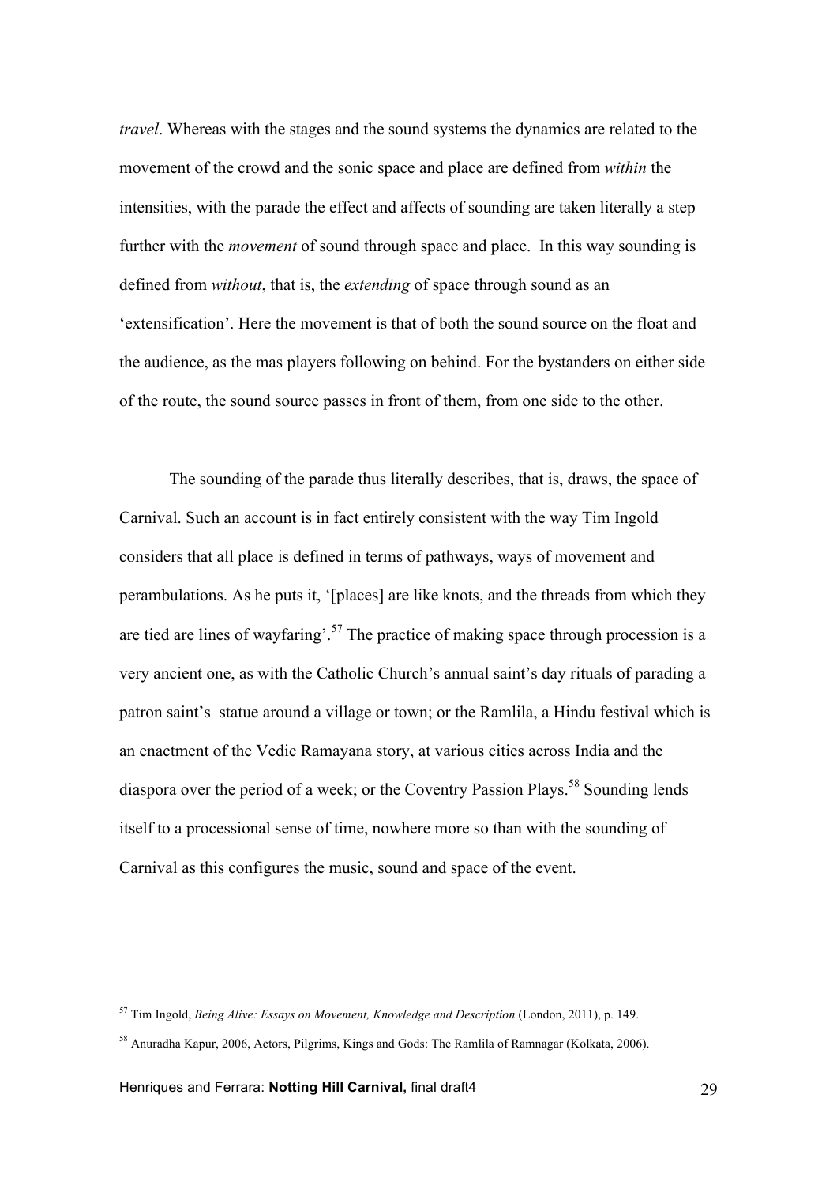*travel*. Whereas with the stages and the sound systems the dynamics are related to the movement of the crowd and the sonic space and place are defined from *within* the intensities, with the parade the effect and affects of sounding are taken literally a step further with the *movement* of sound through space and place. In this way sounding is defined from *without*, that is, the *extending* of space through sound as an 'extensification'. Here the movement is that of both the sound source on the float and the audience, as the mas players following on behind. For the bystanders on either side of the route, the sound source passes in front of them, from one side to the other.

The sounding of the parade thus literally describes, that is, draws, the space of Carnival. Such an account is in fact entirely consistent with the way Tim Ingold considers that all place is defined in terms of pathways, ways of movement and perambulations. As he puts it, '[places] are like knots, and the threads from which they are tied are lines of wayfaring'.[57] The practice of making space through procession is a very ancient one, as with the Catholic Church's annual saint's day rituals of parading a patron saint's statue around a village or town; or the Ramlila, a Hindu festival which is an enactment of the Vedic Ramayana story, at various cities across India and the diaspora over the period of a week; or the Coventry Passion Plays.[58] Sounding lends itself to a processional sense of time, nowhere more so than with the sounding of Carnival as this configures the music, sound and space of the event.

---

[57] Tim Ingold, *Being Alive: Essays on Movement, Knowledge and Description* (London, 2011), p. 149.

[58] Anuradha Kapur, 2006, Actors, Pilgrims, Kings and Gods: The Ramlila of Ramnagar (Kolkata, 2006).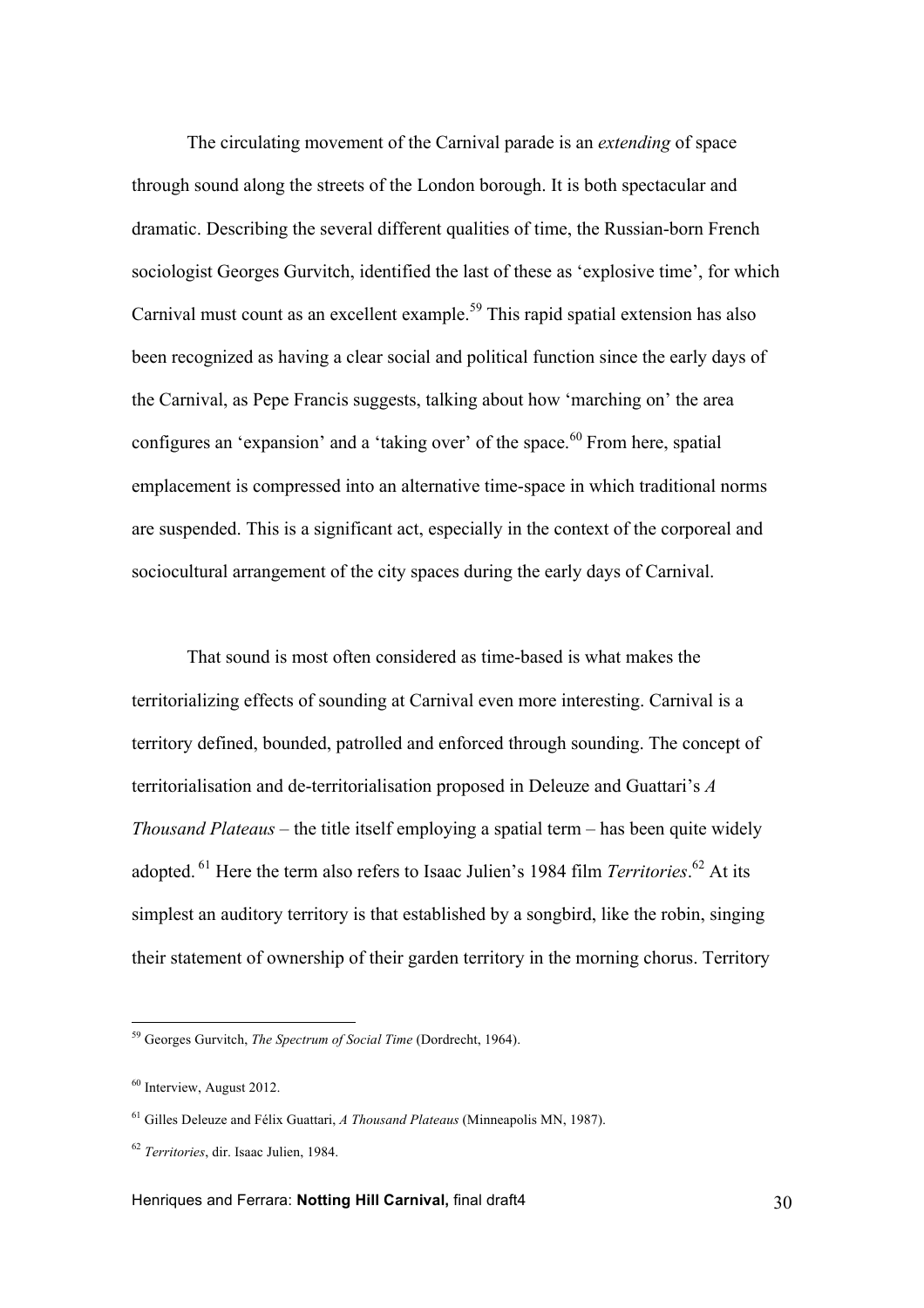The circulating movement of the Carnival parade is an *extending* of space through sound along the streets of the London borough. It is both spectacular and dramatic. Describing the several different qualities of time, the Russian-born French sociologist Georges Gurvitch, identified the last of these as 'explosive time', for which Carnival must count as an excellent example.[59] This rapid spatial extension has also been recognized as having a clear social and political function since the early days of the Carnival, as Pepe Francis suggests, talking about how 'marching on' the area configures an 'expansion' and a 'taking over' of the space.[60] From here, spatial emplacement is compressed into an alternative time-space in which traditional norms are suspended. This is a significant act, especially in the context of the corporeal and sociocultural arrangement of the city spaces during the early days of Carnival.

That sound is most often considered as time-based is what makes the territorializing effects of sounding at Carnival even more interesting. Carnival is a territory defined, bounded, patrolled and enforced through sounding. The concept of territorialisation and de-territorialisation proposed in Deleuze and Guattari's *A Thousand Plateaus* – the title itself employing a spatial term – has been quite widely adopted.[61] Here the term also refers to Isaac Julien's 1984 film *Territories*.[62] At its simplest an auditory territory is that established by a songbird, like the robin, singing their statement of ownership of their garden territory in the morning chorus. Territory

---

[59] Georges Gurvitch, *The Spectrum of Social Time* (Dordrecht, 1964).

[60] Interview, August 2012.

[61] Gilles Deleuze and Félix Guattari, *A Thousand Plateaus* (Minneapolis MN, 1987).

[62] *Territories*, dir. Isaac Julien, 1984.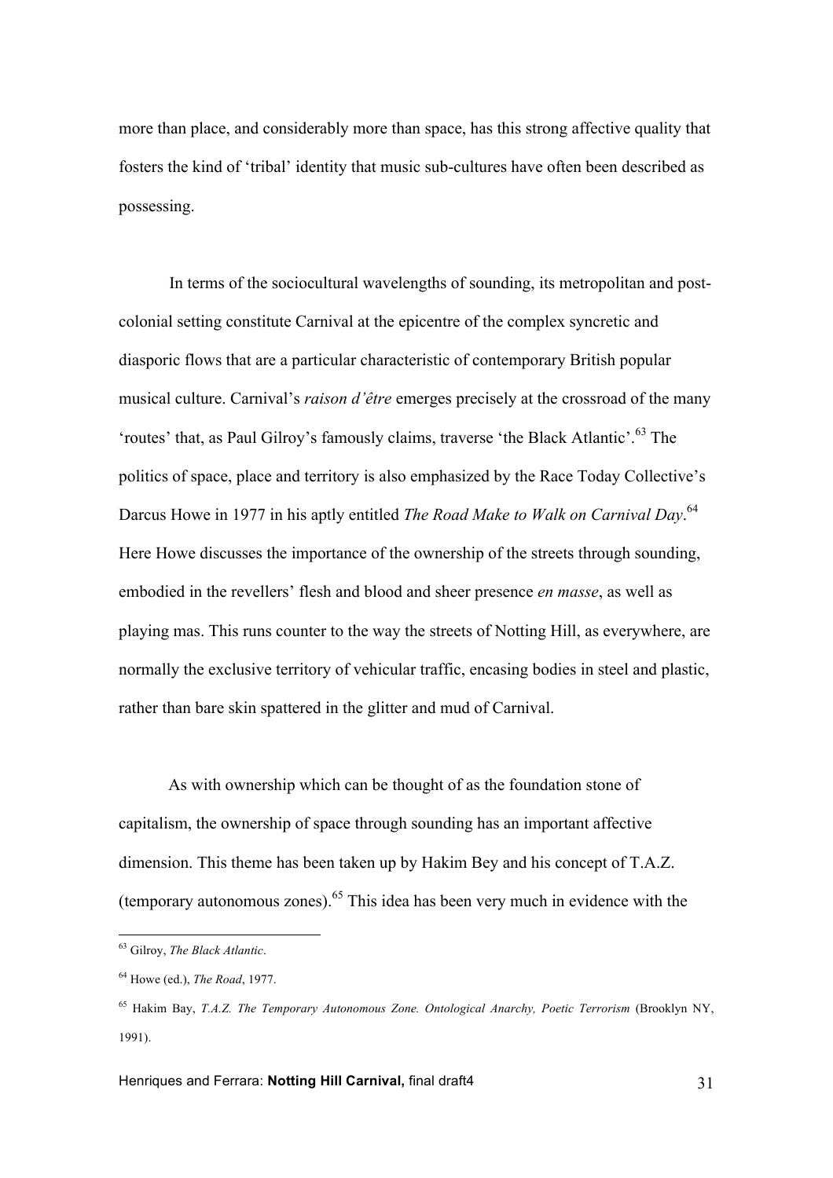more than place, and considerably more than space, has this strong affective quality that fosters the kind of 'tribal' identity that music sub-cultures have often been described as possessing.

In terms of the sociocultural wavelengths of sounding, its metropolitan and post-colonial setting constitute Carnival at the epicentre of the complex syncretic and diasporic flows that are a particular characteristic of contemporary British popular musical culture. Carnival's *raison d'être* emerges precisely at the crossroad of the many 'routes' that, as Paul Gilroy's famously claims, traverse 'the Black Atlantic'.[63] The politics of space, place and territory is also emphasized by the Race Today Collective's Darcus Howe in 1977 in his aptly entitled *The Road Make to Walk on Carnival Day*.[64] Here Howe discusses the importance of the ownership of the streets through sounding, embodied in the revellers' flesh and blood and sheer presence *en masse*, as well as playing mas. This runs counter to the way the streets of Notting Hill, as everywhere, are normally the exclusive territory of vehicular traffic, encasing bodies in steel and plastic, rather than bare skin spattered in the glitter and mud of Carnival.

As with ownership which can be thought of as the foundation stone of capitalism, the ownership of space through sounding has an important affective dimension. This theme has been taken up by Hakim Bey and his concept of T.A.Z. (temporary autonomous zones).[65] This idea has been very much in evidence with the

---

[63] Gilroy, *The Black Atlantic*.

[64] Howe (ed.), *The Road*, 1977.

[65] Hakim Bay, *T.A.Z. The Temporary Autonomous Zone. Ontological Anarchy, Poetic Terrorism* (Brooklyn NY, 1991).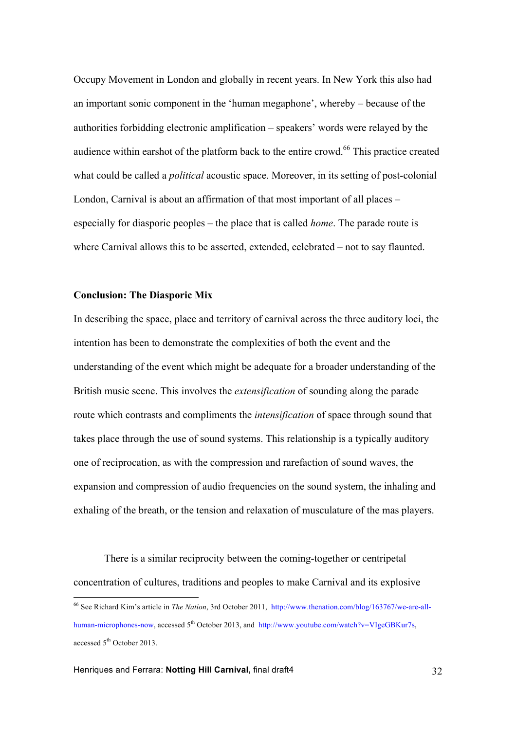Occupy Movement in London and globally in recent years. In New York this also had an important sonic component in the 'human megaphone', whereby – because of the authorities forbidding electronic amplification – speakers' words were relayed by the audience within earshot of the platform back to the entire crowd.[66] This practice created what could be called a *political* acoustic space. Moreover, in its setting of post-colonial London, Carnival is about an affirmation of that most important of all places – especially for diasporic peoples – the place that is called *home*. The parade route is where Carnival allows this to be asserted, extended, celebrated – not to say flaunted.

**Conclusion: The Diasporic Mix**

In describing the space, place and territory of carnival across the three auditory loci, the intention has been to demonstrate the complexities of both the event and the understanding of the event which might be adequate for a broader understanding of the British music scene. This involves the *extensification* of sounding along the parade route which contrasts and compliments the *intensification* of space through sound that takes place through the use of sound systems. This relationship is a typically auditory one of reciprocation, as with the compression and rarefaction of sound waves, the expansion and compression of audio frequencies on the sound system, the inhaling and exhaling of the breath, or the tension and relaxation of musculature of the mas players.

There is a similar reciprocity between the coming-together or centripetal concentration of cultures, traditions and peoples to make Carnival and its explosive

[66] See Richard Kim's article in *The Nation*, 3rd October 2011, http://www.thenation.com/blog/163767/we-are-all-human-microphones-now, accessed 5th October 2013, and http://www.youtube.com/watch?v=VIgeGBKur7s, accessed 5th October 2013.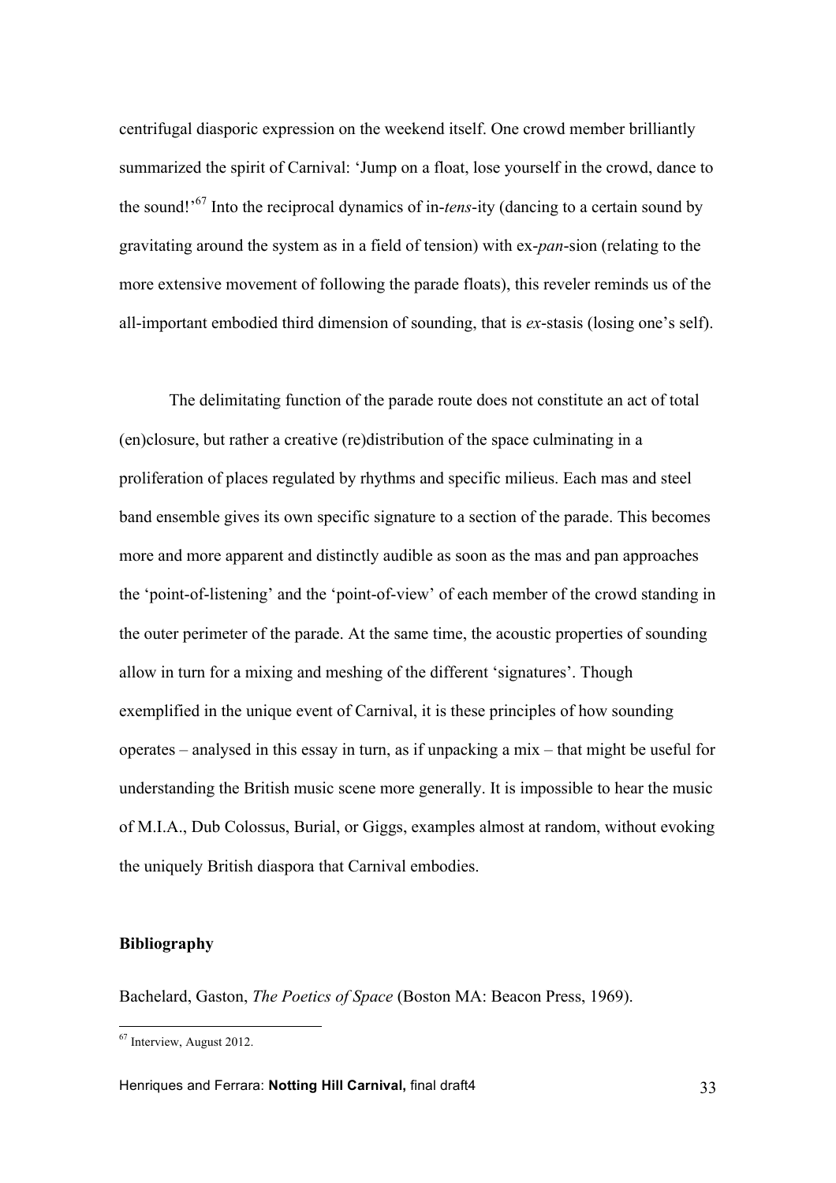centrifugal diasporic expression on the weekend itself. One crowd member brilliantly summarized the spirit of Carnival: 'Jump on a float, lose yourself in the crowd, dance to the sound!'[67] Into the reciprocal dynamics of in-*tens*-ity (dancing to a certain sound by gravitating around the system as in a field of tension) with ex-*pan*-sion (relating to the more extensive movement of following the parade floats), this reveler reminds us of the all-important embodied third dimension of sounding, that is *ex*-stasis (losing one's self).

The delimitating function of the parade route does not constitute an act of total (en)closure, but rather a creative (re)distribution of the space culminating in a proliferation of places regulated by rhythms and specific milieus. Each mas and steel band ensemble gives its own specific signature to a section of the parade. This becomes more and more apparent and distinctly audible as soon as the mas and pan approaches the 'point-of-listening' and the 'point-of-view' of each member of the crowd standing in the outer perimeter of the parade. At the same time, the acoustic properties of sounding allow in turn for a mixing and meshing of the different 'signatures'. Though exemplified in the unique event of Carnival, it is these principles of how sounding operates – analysed in this essay in turn, as if unpacking a mix – that might be useful for understanding the British music scene more generally. It is impossible to hear the music of M.I.A., Dub Colossus, Burial, or Giggs, examples almost at random, without evoking the uniquely British diaspora that Carnival embodies.

## Bibliography

Bachelard, Gaston, *The Poetics of Space* (Boston MA: Beacon Press, 1969).

---

[67] Interview, August 2012.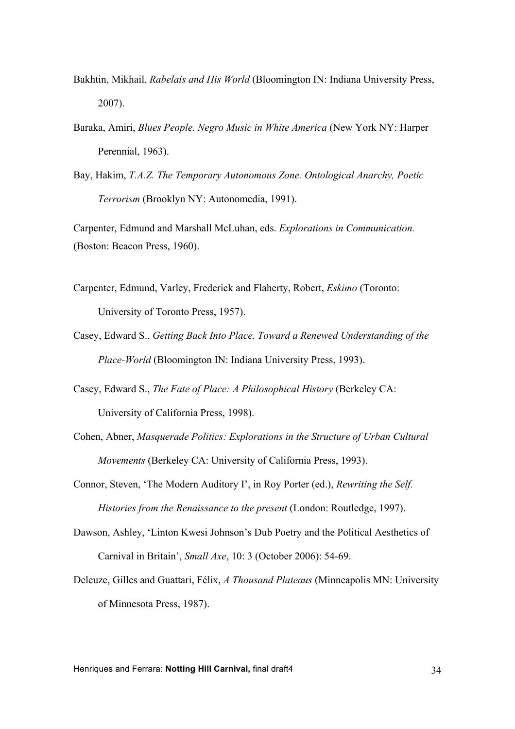Bakhtin, Mikhail, *Rabelais and His World* (Bloomington IN: Indiana University Press, 2007).

Baraka, Amiri, *Blues People. Negro Music in White America* (New York NY: Harper Perennial, 1963).

Bay, Hakim, *T.A.Z. The Temporary Autonomous Zone. Ontological Anarchy, Poetic Terrorism* (Brooklyn NY: Autonomedia, 1991).

Carpenter, Edmund and Marshall McLuhan, eds. *Explorations in Communication.* (Boston: Beacon Press, 1960).

Carpenter, Edmund, Varley, Frederick and Flaherty, Robert, *Eskimo* (Toronto: University of Toronto Press, 1957).

Casey, Edward S., *Getting Back Into Place. Toward a Renewed Understanding of the Place-World* (Bloomington IN: Indiana University Press, 1993).

Casey, Edward S., *The Fate of Place: A Philosophical History* (Berkeley CA: University of California Press, 1998).

Cohen, Abner, *Masquerade Politics: Explorations in the Structure of Urban Cultural Movements* (Berkeley CA: University of California Press, 1993).

Connor, Steven, 'The Modern Auditory I', in Roy Porter (ed.), *Rewriting the Self. Histories from the Renaissance to the present* (London: Routledge, 1997).

Dawson, Ashley, 'Linton Kwesi Johnson's Dub Poetry and the Political Aesthetics of Carnival in Britain', *Small Axe*, 10: 3 (October 2006): 54-69.

Deleuze, Gilles and Guattari, Félix, *A Thousand Plateaus* (Minneapolis MN: University of Minnesota Press, 1987).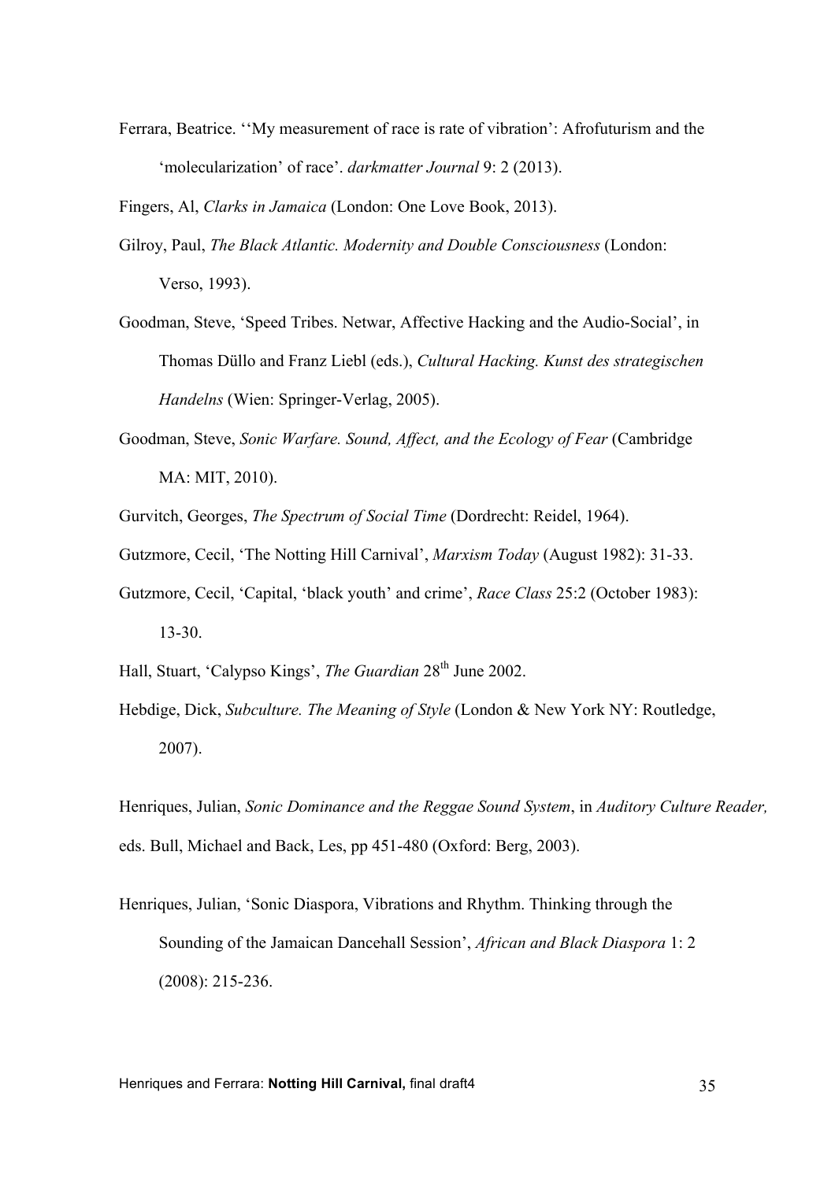Ferrara, Beatrice. ''My measurement of race is rate of vibration': Afrofuturism and the 'molecularization' of race'. *darkmatter Journal* 9: 2 (2013).

Fingers, Al, *Clarks in Jamaica* (London: One Love Book, 2013).

Gilroy, Paul, *The Black Atlantic. Modernity and Double Consciousness* (London: Verso, 1993).

Goodman, Steve, 'Speed Tribes. Netwar, Affective Hacking and the Audio-Social', in Thomas Düllo and Franz Liebl (eds.), *Cultural Hacking. Kunst des strategischen Handelns* (Wien: Springer-Verlag, 2005).

Goodman, Steve, *Sonic Warfare. Sound, Affect, and the Ecology of Fear* (Cambridge MA: MIT, 2010).

Gurvitch, Georges, *The Spectrum of Social Time* (Dordrecht: Reidel, 1964).

Gutzmore, Cecil, 'The Notting Hill Carnival', *Marxism Today* (August 1982): 31-33.

Gutzmore, Cecil, 'Capital, 'black youth' and crime', *Race Class* 25:2 (October 1983): 13-30.

Hall, Stuart, 'Calypso Kings', *The Guardian* 28th June 2002.

Hebdige, Dick, *Subculture. The Meaning of Style* (London & New York NY: Routledge, 2007).

Henriques, Julian, *Sonic Dominance and the Reggae Sound System*, in *Auditory Culture Reader,* eds. Bull, Michael and Back, Les, pp 451-480 (Oxford: Berg, 2003).

Henriques, Julian, 'Sonic Diaspora, Vibrations and Rhythm. Thinking through the Sounding of the Jamaican Dancehall Session', *African and Black Diaspora* 1: 2 (2008): 215-236.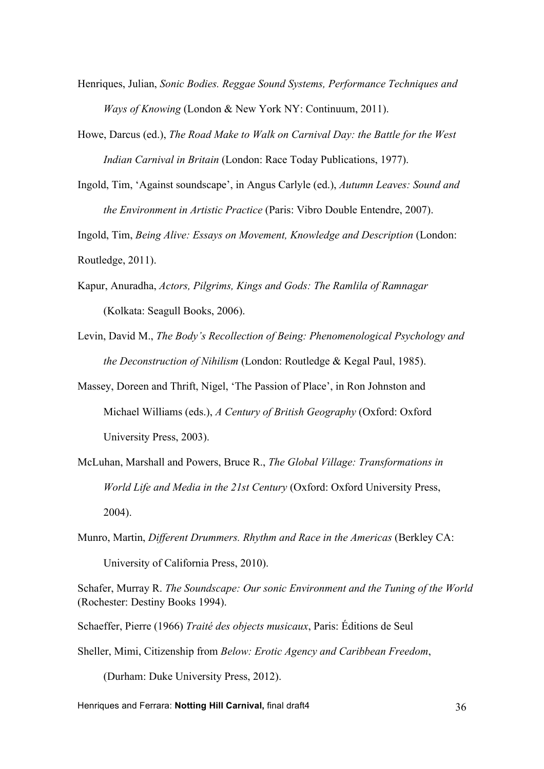Henriques, Julian, *Sonic Bodies. Reggae Sound Systems, Performance Techniques and Ways of Knowing* (London & New York NY: Continuum, 2011).

Howe, Darcus (ed.), *The Road Make to Walk on Carnival Day: the Battle for the West Indian Carnival in Britain* (London: Race Today Publications, 1977).

Ingold, Tim, 'Against soundscape', in Angus Carlyle (ed.), *Autumn Leaves: Sound and the Environment in Artistic Practice* (Paris: Vibro Double Entendre, 2007).

Ingold, Tim, *Being Alive: Essays on Movement, Knowledge and Description* (London: Routledge, 2011).

Kapur, Anuradha, *Actors, Pilgrims, Kings and Gods: The Ramlila of Ramnagar* (Kolkata: Seagull Books, 2006).

Levin, David M., *The Body's Recollection of Being: Phenomenological Psychology and the Deconstruction of Nihilism* (London: Routledge & Kegal Paul, 1985).

Massey, Doreen and Thrift, Nigel, 'The Passion of Place', in Ron Johnston and Michael Williams (eds.), *A Century of British Geography* (Oxford: Oxford University Press, 2003).

McLuhan, Marshall and Powers, Bruce R., *The Global Village: Transformations in World Life and Media in the 21st Century* (Oxford: Oxford University Press, 2004).

Munro, Martin, *Different Drummers. Rhythm and Race in the Americas* (Berkley CA: University of California Press, 2010).

Schafer, Murray R. *The Soundscape: Our sonic Environment and the Tuning of the World* (Rochester: Destiny Books 1994).

Schaeffer, Pierre (1966) *Traité des objects musicaux*, Paris: Éditions de Seul

Sheller, Mimi, Citizenship from *Below: Erotic Agency and Caribbean Freedom*, (Durham: Duke University Press, 2012).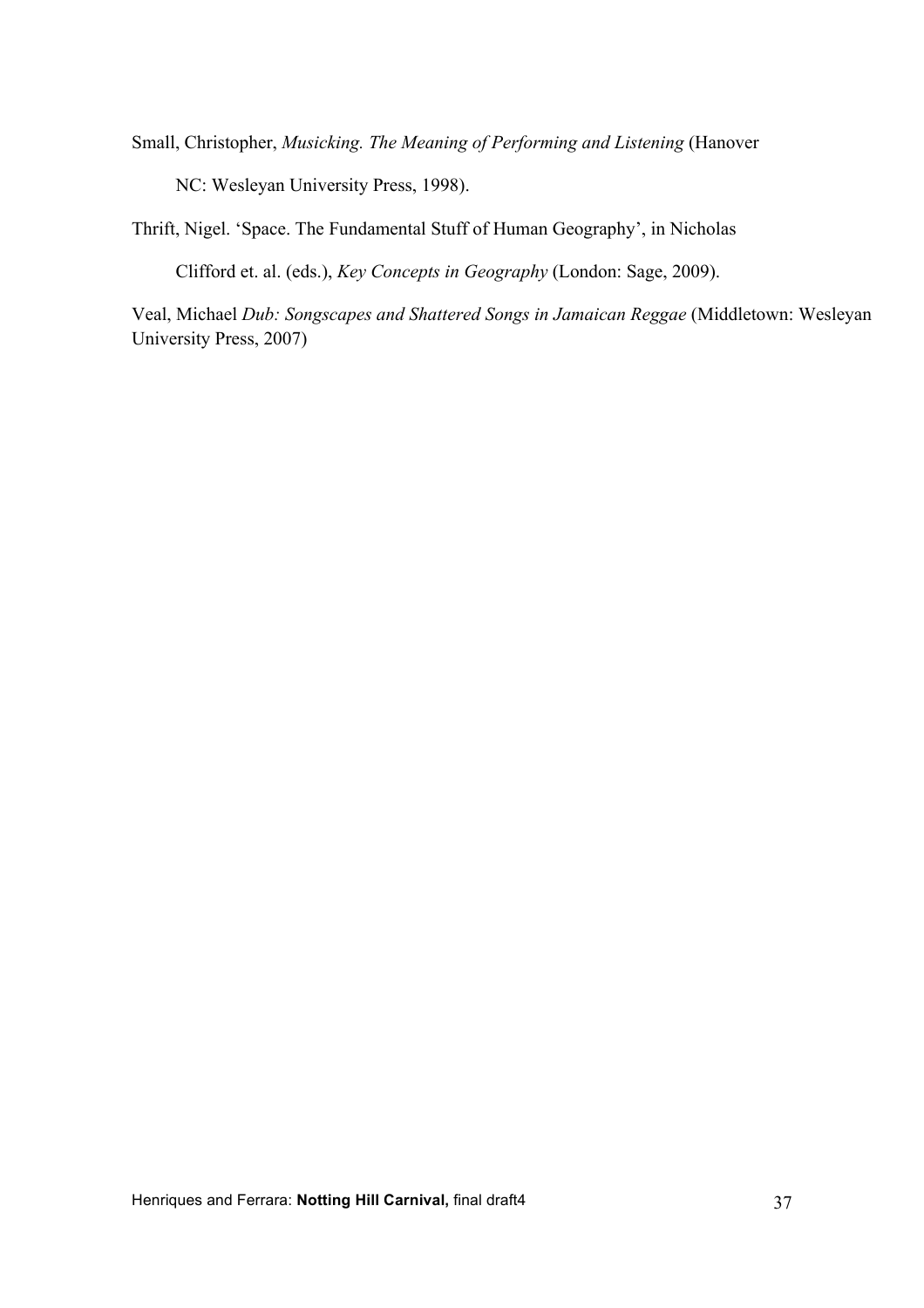Small, Christopher, *Musicking. The Meaning of Performing and Listening* (Hanover NC: Wesleyan University Press, 1998).

Thrift, Nigel. 'Space. The Fundamental Stuff of Human Geography', in Nicholas Clifford et. al. (eds.), *Key Concepts in Geography* (London: Sage, 2009).

Veal, Michael *Dub: Songscapes and Shattered Songs in Jamaican Reggae* (Middletown: Wesleyan University Press, 2007)